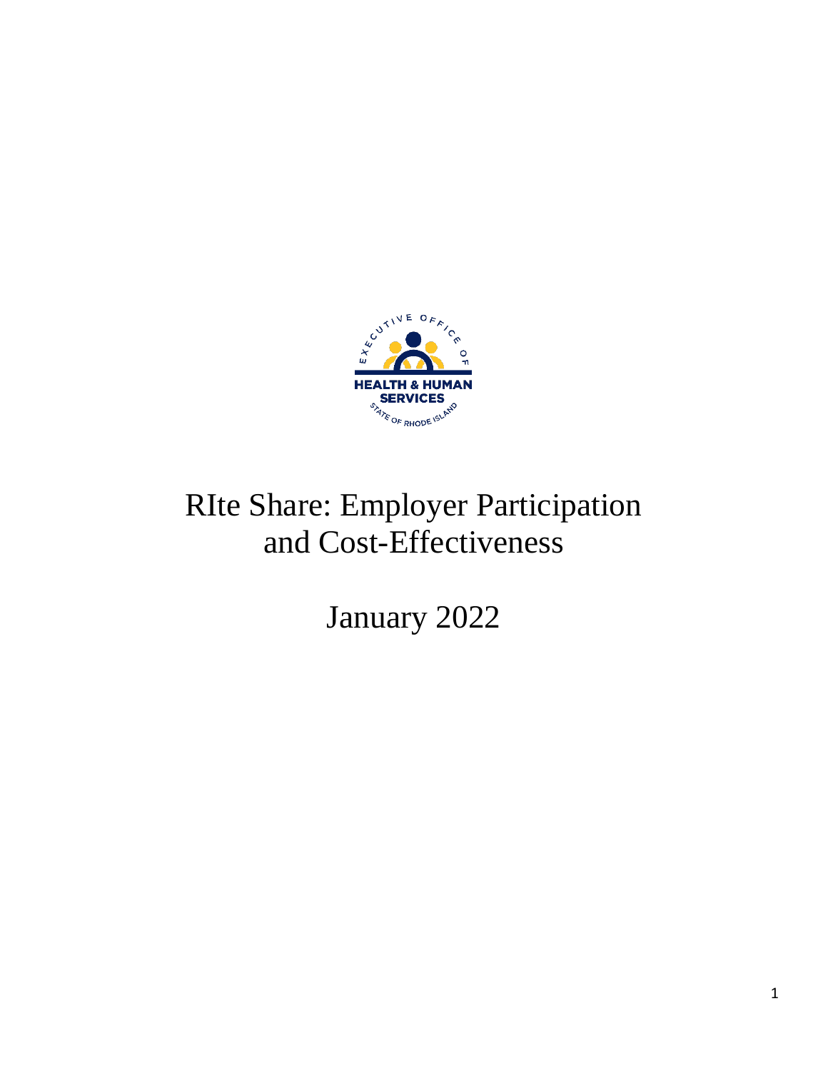EXECUTIVE OFFICE OF HEALTH & HUMAN SERVICES STATE OF RHODE ISLAND

# RIte Share: Employer Participation and Cost-Effectiveness

January 2022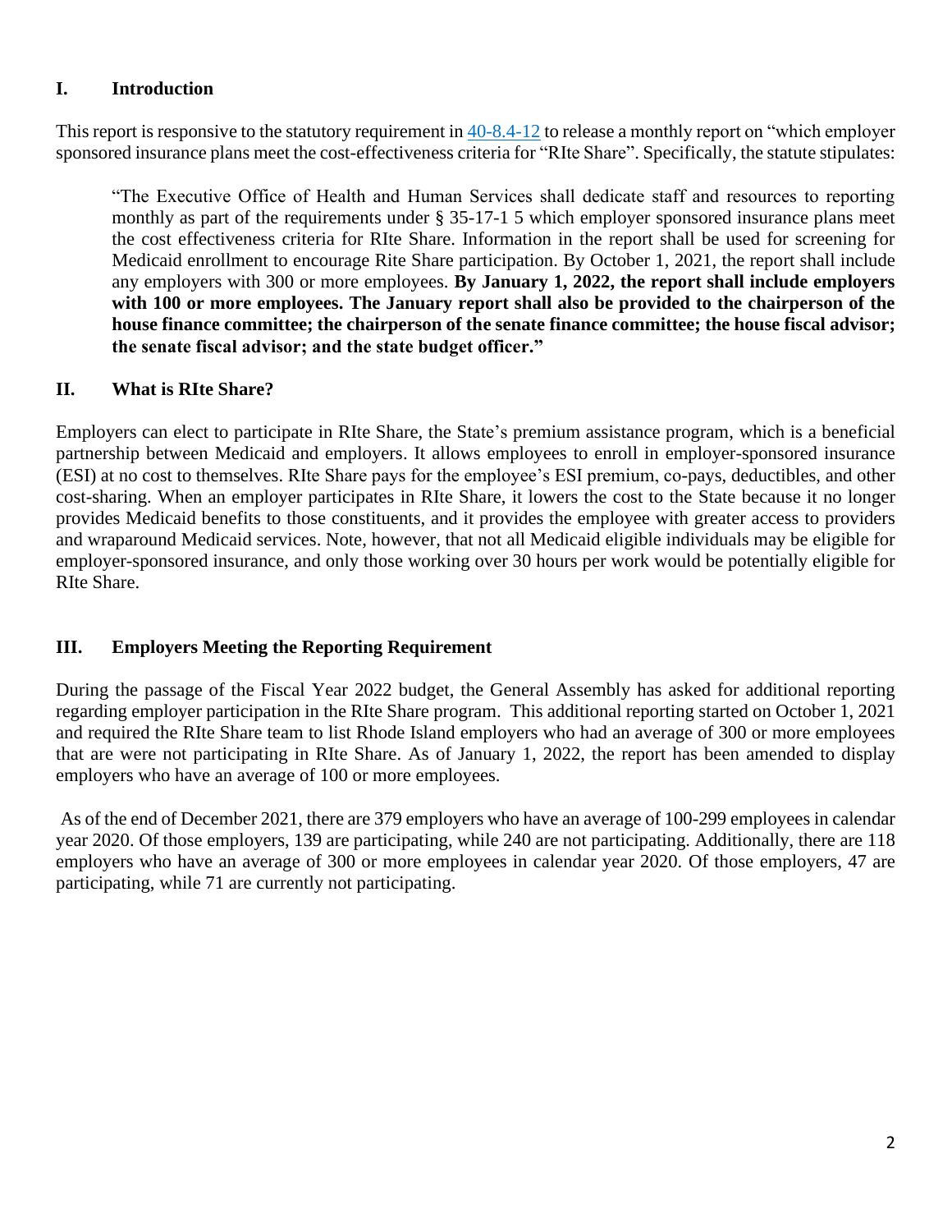## I. Introduction

This report is responsive to the statutory requirement in [40-8.4-12](40-8.4-12) to release a monthly report on "which employer sponsored insurance plans meet the cost-effectiveness criteria for "RIte Share". Specifically, the statute stipulates:

> "The Executive Office of Health and Human Services shall dedicate staff and resources to reporting monthly as part of the requirements under § 35-17-1 5 which employer sponsored insurance plans meet the cost effectiveness criteria for RIte Share. Information in the report shall be used for screening for Medicaid enrollment to encourage Rite Share participation. By October 1, 2021, the report shall include any employers with 300 or more employees. **By January 1, 2022, the report shall include employers with 100 or more employees. The January report shall also be provided to the chairperson of the house finance committee; the chairperson of the senate finance committee; the house fiscal advisor; the senate fiscal advisor; and the state budget officer."**

## II. What is RIte Share?

Employers can elect to participate in RIte Share, the State's premium assistance program, which is a beneficial partnership between Medicaid and employers. It allows employees to enroll in employer-sponsored insurance (ESI) at no cost to themselves. RIte Share pays for the employee's ESI premium, co-pays, deductibles, and other cost-sharing. When an employer participates in RIte Share, it lowers the cost to the State because it no longer provides Medicaid benefits to those constituents, and it provides the employee with greater access to providers and wraparound Medicaid services. Note, however, that not all Medicaid eligible individuals may be eligible for employer-sponsored insurance, and only those working over 30 hours per work would be potentially eligible for RIte Share.

## III. Employers Meeting the Reporting Requirement

During the passage of the Fiscal Year 2022 budget, the General Assembly has asked for additional reporting regarding employer participation in the RIte Share program. This additional reporting started on October 1, 2021 and required the RIte Share team to list Rhode Island employers who had an average of 300 or more employees that are were not participating in RIte Share. As of January 1, 2022, the report has been amended to display employers who have an average of 100 or more employees.

As of the end of December 2021, there are 379 employers who have an average of 100-299 employees in calendar year 2020. Of those employers, 139 are participating, while 240 are not participating. Additionally, there are 118 employers who have an average of 300 or more employees in calendar year 2020. Of those employers, 47 are participating, while 71 are currently not participating.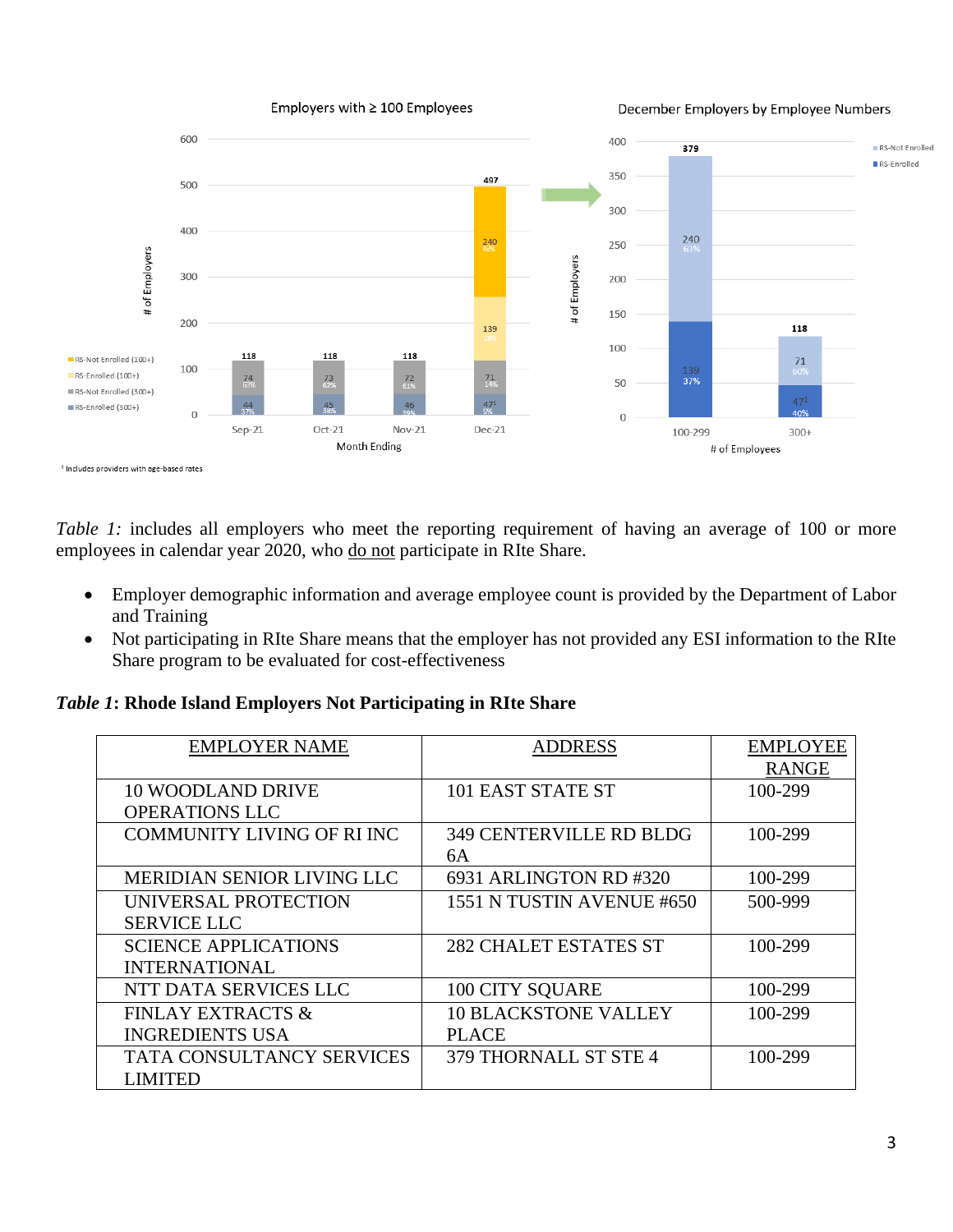[1] Includes providers with age-based rates

*Table 1:* includes all employers who meet the reporting requirement of having an average of 100 or more employees in calendar year 2020, who do not participate in RIte Share.

- Employer demographic information and average employee count is provided by the Department of Labor and Training
- Not participating in RIte Share means that the employer has not provided any ESI information to the RIte Share program to be evaluated for cost-effectiveness

***Table 1*: Rhode Island Employers Not Participating in RIte Share**

| EMPLOYER NAME | ADDRESS | EMPLOYEE RANGE |
|---|---|---|
| 10 WOODLAND DRIVE OPERATIONS LLC | 101 EAST STATE ST | 100-299 |
| COMMUNITY LIVING OF RI INC | 349 CENTERVILLE RD BLDG 6A | 100-299 |
| MERIDIAN SENIOR LIVING LLC | 6931 ARLINGTON RD #320 | 100-299 |
| UNIVERSAL PROTECTION SERVICE LLC | 1551 N TUSTIN AVENUE #650 | 500-999 |
| SCIENCE APPLICATIONS INTERNATIONAL | 282 CHALET ESTATES ST | 100-299 |
| NTT DATA SERVICES LLC | 100 CITY SQUARE | 100-299 |
| FINLAY EXTRACTS & INGREDIENTS USA | 10 BLACKSTONE VALLEY PLACE | 100-299 |
| TATA CONSULTANCY SERVICES LIMITED | 379 THORNALL ST STE 4 | 100-299 |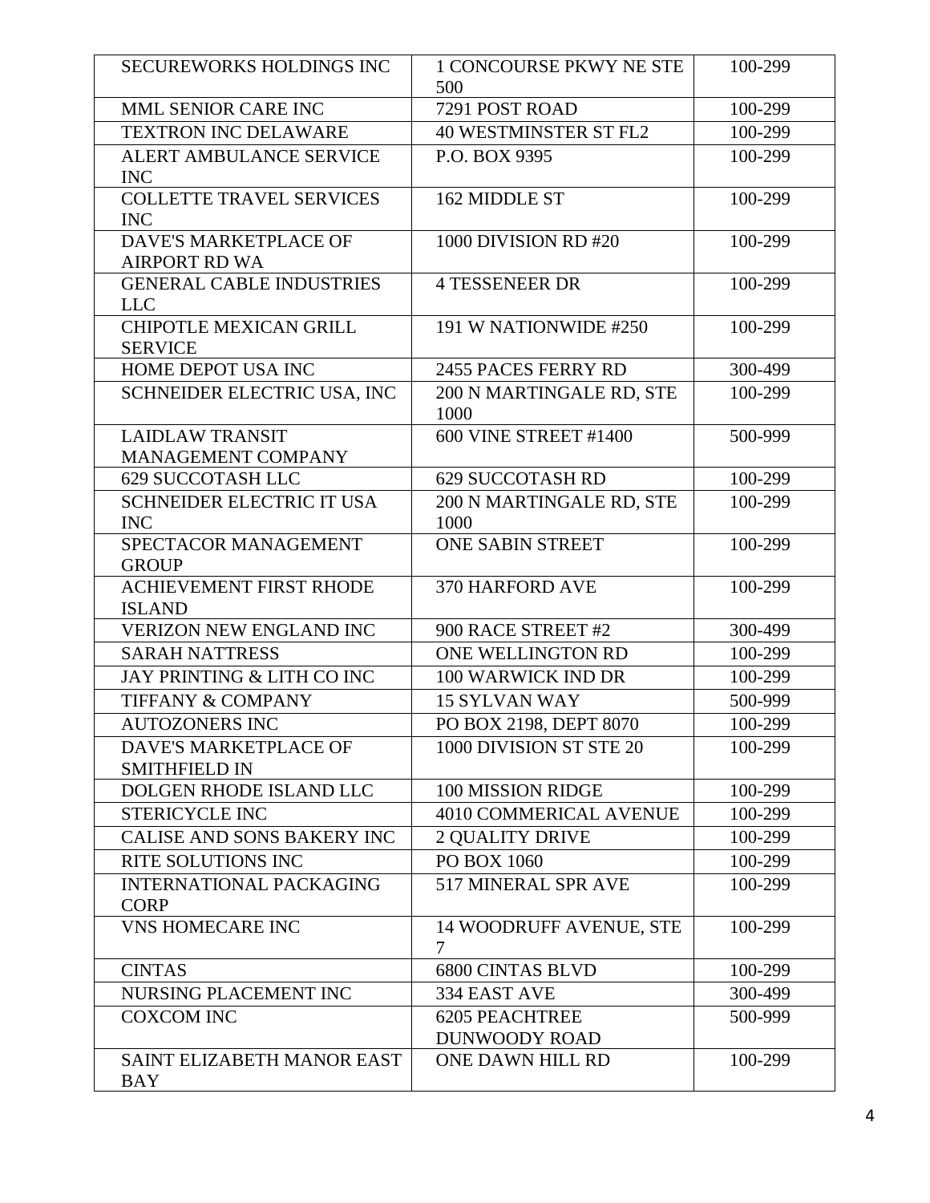| | | |
|---|---|---|
| SECUREWORKS HOLDINGS INC | 1 CONCOURSE PKWY NE STE 500 | 100-299 |
| MML SENIOR CARE INC | 7291 POST ROAD | 100-299 |
| TEXTRON INC DELAWARE | 40 WESTMINSTER ST FL2 | 100-299 |
| ALERT AMBULANCE SERVICE INC | P.O. BOX 9395 | 100-299 |
| COLLETTE TRAVEL SERVICES INC | 162 MIDDLE ST | 100-299 |
| DAVE'S MARKETPLACE OF AIRPORT RD WA | 1000 DIVISION RD #20 | 100-299 |
| GENERAL CABLE INDUSTRIES LLC | 4 TESSENEER DR | 100-299 |
| CHIPOTLE MEXICAN GRILL SERVICE | 191 W NATIONWIDE #250 | 100-299 |
| HOME DEPOT USA INC | 2455 PACES FERRY RD | 300-499 |
| SCHNEIDER ELECTRIC USA, INC | 200 N MARTINGALE RD, STE 1000 | 100-299 |
| LAIDLAW TRANSIT MANAGEMENT COMPANY | 600 VINE STREET #1400 | 500-999 |
| 629 SUCCOTASH LLC | 629 SUCCOTASH RD | 100-299 |
| SCHNEIDER ELECTRIC IT USA INC | 200 N MARTINGALE RD, STE 1000 | 100-299 |
| SPECTACOR MANAGEMENT GROUP | ONE SABIN STREET | 100-299 |
| ACHIEVEMENT FIRST RHODE ISLAND | 370 HARFORD AVE | 100-299 |
| VERIZON NEW ENGLAND INC | 900 RACE STREET #2 | 300-499 |
| SARAH NATTRESS | ONE WELLINGTON RD | 100-299 |
| JAY PRINTING & LITH CO INC | 100 WARWICK IND DR | 100-299 |
| TIFFANY & COMPANY | 15 SYLVAN WAY | 500-999 |
| AUTOZONERS INC | PO BOX 2198, DEPT 8070 | 100-299 |
| DAVE'S MARKETPLACE OF SMITHFIELD IN | 1000 DIVISION ST STE 20 | 100-299 |
| DOLGEN RHODE ISLAND LLC | 100 MISSION RIDGE | 100-299 |
| STERICYCLE INC | 4010 COMMERICAL AVENUE | 100-299 |
| CALISE AND SONS BAKERY INC | 2 QUALITY DRIVE | 100-299 |
| RITE SOLUTIONS INC | PO BOX 1060 | 100-299 |
| INTERNATIONAL PACKAGING CORP | 517 MINERAL SPR AVE | 100-299 |
| VNS HOMECARE INC | 14 WOODRUFF AVENUE, STE 7 | 100-299 |
| CINTAS | 6800 CINTAS BLVD | 100-299 |
| NURSING PLACEMENT INC | 334 EAST AVE | 300-499 |
| COXCOM INC | 6205 PEACHTREE DUNWOODY ROAD | 500-999 |
| SAINT ELIZABETH MANOR EAST BAY | ONE DAWN HILL RD | 100-299 |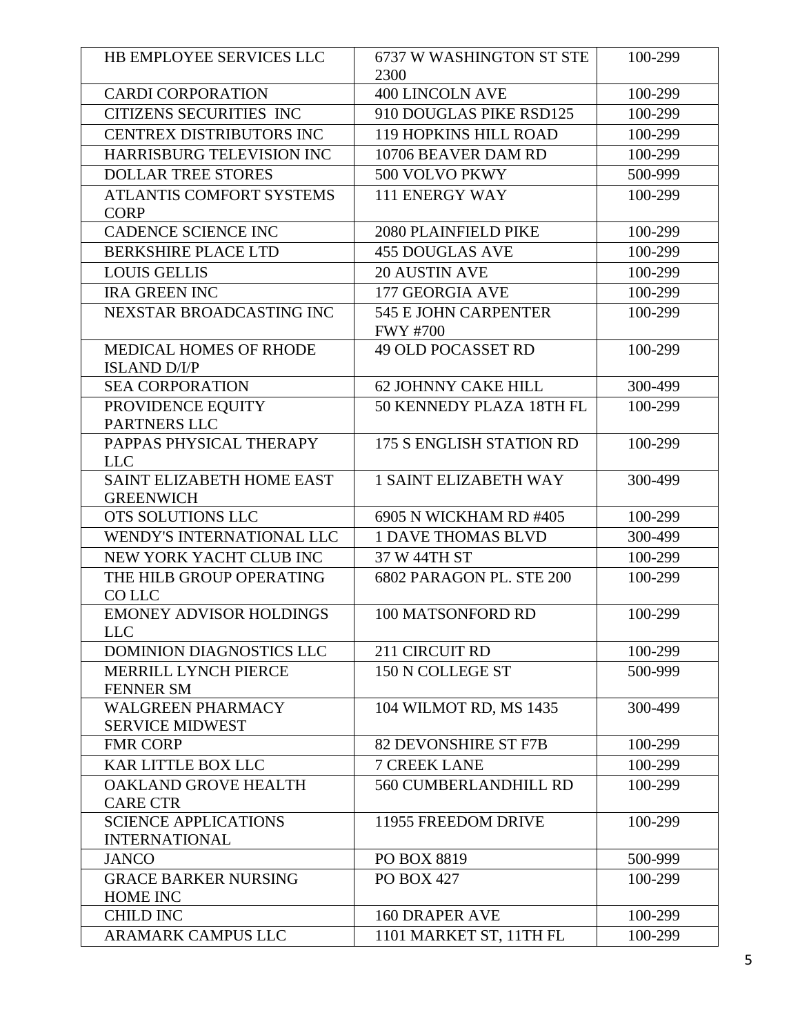| HB EMPLOYEE SERVICES LLC | 6737 W WASHINGTON ST STE 2300 | 100-299 |
|---|---|---|
| CARDI CORPORATION | 400 LINCOLN AVE | 100-299 |
| CITIZENS SECURITIES INC | 910 DOUGLAS PIKE RSD125 | 100-299 |
| CENTREX DISTRIBUTORS INC | 119 HOPKINS HILL ROAD | 100-299 |
| HARRISBURG TELEVISION INC | 10706 BEAVER DAM RD | 100-299 |
| DOLLAR TREE STORES | 500 VOLVO PKWY | 500-999 |
| ATLANTIS COMFORT SYSTEMS CORP | 111 ENERGY WAY | 100-299 |
| CADENCE SCIENCE INC | 2080 PLAINFIELD PIKE | 100-299 |
| BERKSHIRE PLACE LTD | 455 DOUGLAS AVE | 100-299 |
| LOUIS GELLIS | 20 AUSTIN AVE | 100-299 |
| IRA GREEN INC | 177 GEORGIA AVE | 100-299 |
| NEXSTAR BROADCASTING INC | 545 E JOHN CARPENTER FWY #700 | 100-299 |
| MEDICAL HOMES OF RHODE ISLAND D/I/P | 49 OLD POCASSET RD | 100-299 |
| SEA CORPORATION | 62 JOHNNY CAKE HILL | 300-499 |
| PROVIDENCE EQUITY PARTNERS LLC | 50 KENNEDY PLAZA 18TH FL | 100-299 |
| PAPPAS PHYSICAL THERAPY LLC | 175 S ENGLISH STATION RD | 100-299 |
| SAINT ELIZABETH HOME EAST GREENWICH | 1 SAINT ELIZABETH WAY | 300-499 |
| OTS SOLUTIONS LLC | 6905 N WICKHAM RD #405 | 100-299 |
| WENDY'S INTERNATIONAL LLC | 1 DAVE THOMAS BLVD | 300-499 |
| NEW YORK YACHT CLUB INC | 37 W 44TH ST | 100-299 |
| THE HILB GROUP OPERATING CO LLC | 6802 PARAGON PL. STE 200 | 100-299 |
| EMONEY ADVISOR HOLDINGS LLC | 100 MATSONFORD RD | 100-299 |
| DOMINION DIAGNOSTICS LLC | 211 CIRCUIT RD | 100-299 |
| MERRILL LYNCH PIERCE FENNER SM | 150 N COLLEGE ST | 500-999 |
| WALGREEN PHARMACY SERVICE MIDWEST | 104 WILMOT RD, MS 1435 | 300-499 |
| FMR CORP | 82 DEVONSHIRE ST F7B | 100-299 |
| KAR LITTLE BOX LLC | 7 CREEK LANE | 100-299 |
| OAKLAND GROVE HEALTH CARE CTR | 560 CUMBERLANDHILL RD | 100-299 |
| SCIENCE APPLICATIONS INTERNATIONAL | 11955 FREEDOM DRIVE | 100-299 |
| JANCO | PO BOX 8819 | 500-999 |
| GRACE BARKER NURSING HOME INC | PO BOX 427 | 100-299 |
| CHILD INC | 160 DRAPER AVE | 100-299 |
| ARAMARK CAMPUS LLC | 1101 MARKET ST, 11TH FL | 100-299 |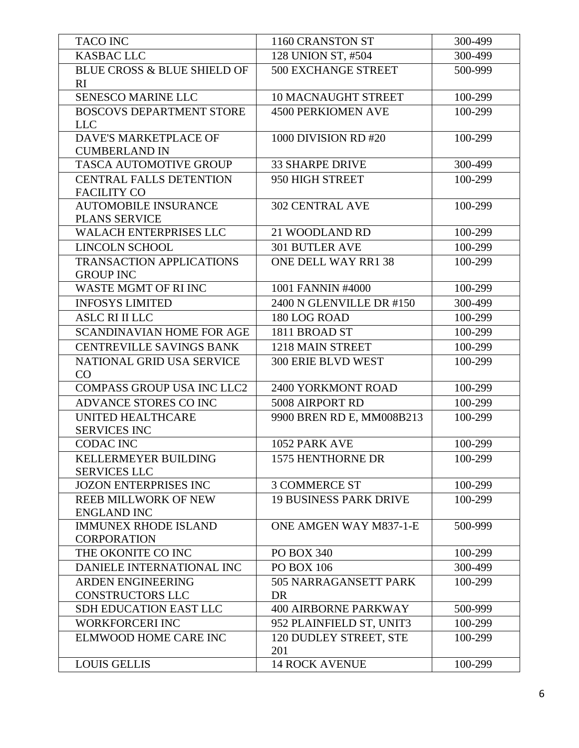| TACO INC | 1160 CRANSTON ST | 300-499 |
|---|---|---|
| KASBAC LLC | 128 UNION ST, #504 | 300-499 |
| BLUE CROSS & BLUE SHIELD OF RI | 500 EXCHANGE STREET | 500-999 |
| SENESCO MARINE LLC | 10 MACNAUGHT STREET | 100-299 |
| BOSCOVS DEPARTMENT STORE LLC | 4500 PERKIOMEN AVE | 100-299 |
| DAVE'S MARKETPLACE OF CUMBERLAND IN | 1000 DIVISION RD #20 | 100-299 |
| TASCA AUTOMOTIVE GROUP | 33 SHARPE DRIVE | 300-499 |
| CENTRAL FALLS DETENTION FACILITY CO | 950 HIGH STREET | 100-299 |
| AUTOMOBILE INSURANCE PLANS SERVICE | 302 CENTRAL AVE | 100-299 |
| WALACH ENTERPRISES LLC | 21 WOODLAND RD | 100-299 |
| LINCOLN SCHOOL | 301 BUTLER AVE | 100-299 |
| TRANSACTION APPLICATIONS GROUP INC | ONE DELL WAY RR1 38 | 100-299 |
| WASTE MGMT OF RI INC | 1001 FANNIN #4000 | 100-299 |
| INFOSYS LIMITED | 2400 N GLENVILLE DR #150 | 300-499 |
| ASLC RI II LLC | 180 LOG ROAD | 100-299 |
| SCANDINAVIAN HOME FOR AGE | 1811 BROAD ST | 100-299 |
| CENTREVILLE SAVINGS BANK | 1218 MAIN STREET | 100-299 |
| NATIONAL GRID USA SERVICE CO | 300 ERIE BLVD WEST | 100-299 |
| COMPASS GROUP USA INC LLC2 | 2400 YORKMONT ROAD | 100-299 |
| ADVANCE STORES CO INC | 5008 AIRPORT RD | 100-299 |
| UNITED HEALTHCARE SERVICES INC | 9900 BREN RD E, MM008B213 | 100-299 |
| CODAC INC | 1052 PARK AVE | 100-299 |
| KELLERMEYER BUILDING SERVICES LLC | 1575 HENTHORNE DR | 100-299 |
| JOZON ENTERPRISES INC | 3 COMMERCE ST | 100-299 |
| REEB MILLWORK OF NEW ENGLAND INC | 19 BUSINESS PARK DRIVE | 100-299 |
| IMMUNEX RHODE ISLAND CORPORATION | ONE AMGEN WAY M837-1-E | 500-999 |
| THE OKONITE CO INC | PO BOX 340 | 100-299 |
| DANIELE INTERNATIONAL INC | PO BOX 106 | 300-499 |
| ARDEN ENGINEERING CONSTRUCTORS LLC | 505 NARRAGANSETT PARK DR | 100-299 |
| SDH EDUCATION EAST LLC | 400 AIRBORNE PARKWAY | 500-999 |
| WORKFORCERI INC | 952 PLAINFIELD ST, UNIT3 | 100-299 |
| ELMWOOD HOME CARE INC | 120 DUDLEY STREET, STE 201 | 100-299 |
| LOUIS GELLIS | 14 ROCK AVENUE | 100-299 |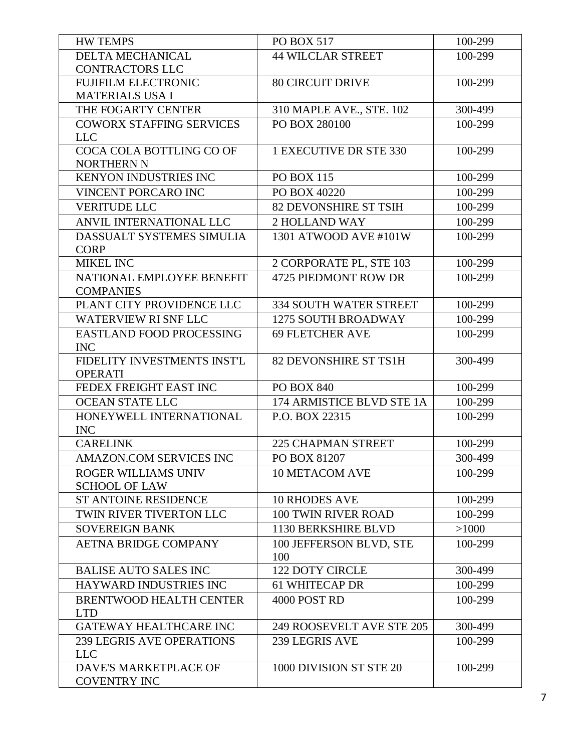| HW TEMPS | PO BOX 517 | 100-299 |
|---|---|---|
| DELTA MECHANICAL CONTRACTORS LLC | 44 WILCLAR STREET | 100-299 |
| FUJIFILM ELECTRONIC MATERIALS USA I | 80 CIRCUIT DRIVE | 100-299 |
| THE FOGARTY CENTER | 310 MAPLE AVE., STE. 102 | 300-499 |
| COWORX STAFFING SERVICES LLC | PO BOX 280100 | 100-299 |
| COCA COLA BOTTLING CO OF NORTHERN N | 1 EXECUTIVE DR STE 330 | 100-299 |
| KENYON INDUSTRIES INC | PO BOX 115 | 100-299 |
| VINCENT PORCARO INC | PO BOX 40220 | 100-299 |
| VERITUDE LLC | 82 DEVONSHIRE ST TSIH | 100-299 |
| ANVIL INTERNATIONAL LLC | 2 HOLLAND WAY | 100-299 |
| DASSUALT SYSTEMES SIMULIA CORP | 1301 ATWOOD AVE #101W | 100-299 |
| MIKEL INC | 2 CORPORATE PL, STE 103 | 100-299 |
| NATIONAL EMPLOYEE BENEFIT COMPANIES | 4725 PIEDMONT ROW DR | 100-299 |
| PLANT CITY PROVIDENCE LLC | 334 SOUTH WATER STREET | 100-299 |
| WATERVIEW RI SNF LLC | 1275 SOUTH BROADWAY | 100-299 |
| EASTLAND FOOD PROCESSING INC | 69 FLETCHER AVE | 100-299 |
| FIDELITY INVESTMENTS INST'L OPERATI | 82 DEVONSHIRE ST TS1H | 300-499 |
| FEDEX FREIGHT EAST INC | PO BOX 840 | 100-299 |
| OCEAN STATE LLC | 174 ARMISTICE BLVD STE 1A | 100-299 |
| HONEYWELL INTERNATIONAL INC | P.O. BOX 22315 | 100-299 |
| CARELINK | 225 CHAPMAN STREET | 100-299 |
| AMAZON.COM SERVICES INC | PO BOX 81207 | 300-499 |
| ROGER WILLIAMS UNIV SCHOOL OF LAW | 10 METACOM AVE | 100-299 |
| ST ANTOINE RESIDENCE | 10 RHODES AVE | 100-299 |
| TWIN RIVER TIVERTON LLC | 100 TWIN RIVER ROAD | 100-299 |
| SOVEREIGN BANK | 1130 BERKSHIRE BLVD | >1000 |
| AETNA BRIDGE COMPANY | 100 JEFFERSON BLVD, STE 100 | 100-299 |
| BALISE AUTO SALES INC | 122 DOTY CIRCLE | 300-499 |
| HAYWARD INDUSTRIES INC | 61 WHITECAP DR | 100-299 |
| BRENTWOOD HEALTH CENTER LTD | 4000 POST RD | 100-299 |
| GATEWAY HEALTHCARE INC | 249 ROOSEVELT AVE STE 205 | 300-499 |
| 239 LEGRIS AVE OPERATIONS LLC | 239 LEGRIS AVE | 100-299 |
| DAVE'S MARKETPLACE OF COVENTRY INC | 1000 DIVISION ST STE 20 | 100-299 |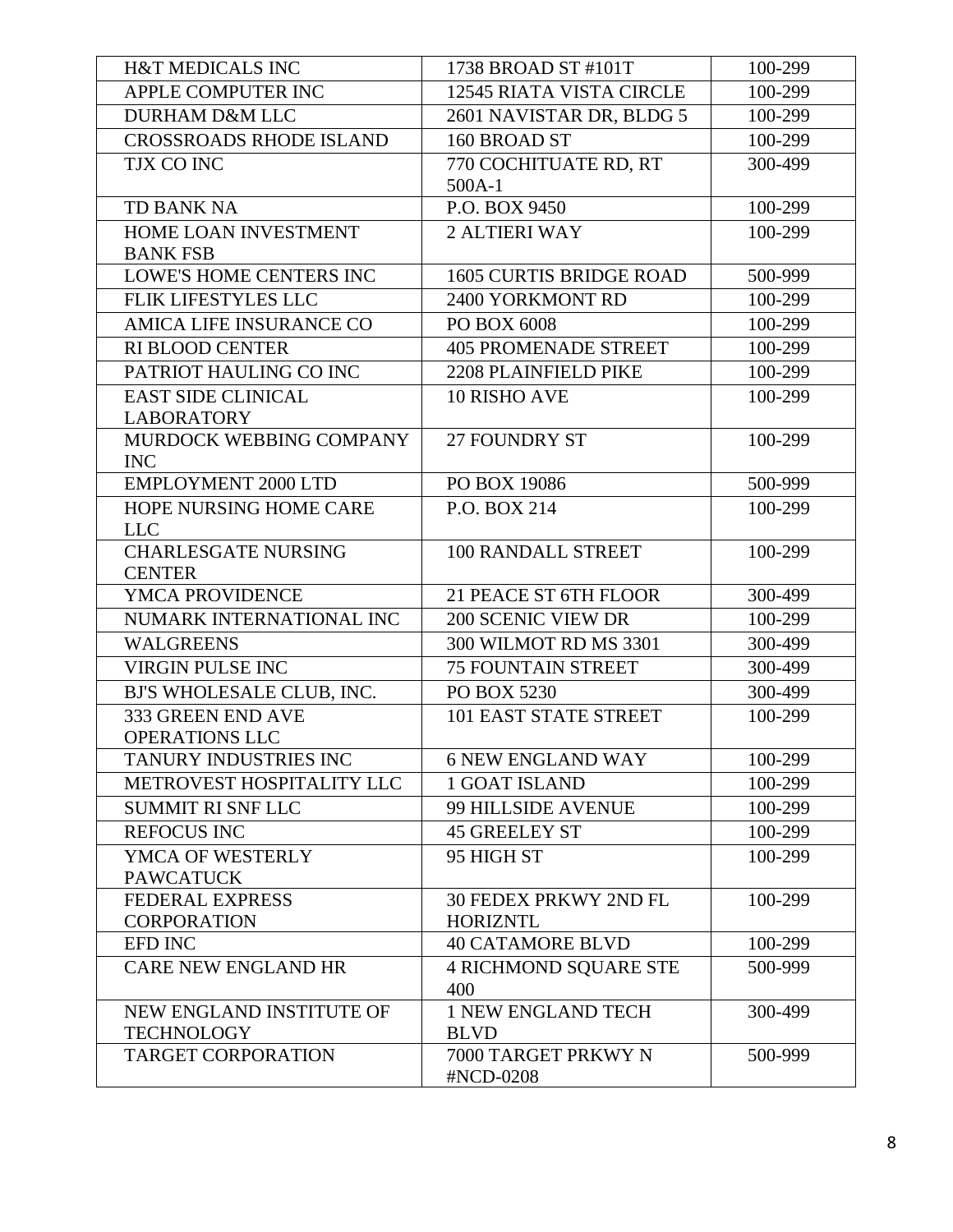| | | |
|---|---|---|
| H&T MEDICALS INC | 1738 BROAD ST #101T | 100-299 |
| APPLE COMPUTER INC | 12545 RIATA VISTA CIRCLE | 100-299 |
| DURHAM D&M LLC | 2601 NAVISTAR DR, BLDG 5 | 100-299 |
| CROSSROADS RHODE ISLAND | 160 BROAD ST | 100-299 |
| TJX CO INC | 770 COCHITUATE RD, RT 500A-1 | 300-499 |
| TD BANK NA | P.O. BOX 9450 | 100-299 |
| HOME LOAN INVESTMENT BANK FSB | 2 ALTIERI WAY | 100-299 |
| LOWE'S HOME CENTERS INC | 1605 CURTIS BRIDGE ROAD | 500-999 |
| FLIK LIFESTYLES LLC | 2400 YORKMONT RD | 100-299 |
| AMICA LIFE INSURANCE CO | PO BOX 6008 | 100-299 |
| RI BLOOD CENTER | 405 PROMENADE STREET | 100-299 |
| PATRIOT HAULING CO INC | 2208 PLAINFIELD PIKE | 100-299 |
| EAST SIDE CLINICAL LABORATORY | 10 RISHO AVE | 100-299 |
| MURDOCK WEBBING COMPANY INC | 27 FOUNDRY ST | 100-299 |
| EMPLOYMENT 2000 LTD | PO BOX 19086 | 500-999 |
| HOPE NURSING HOME CARE LLC | P.O. BOX 214 | 100-299 |
| CHARLESGATE NURSING CENTER | 100 RANDALL STREET | 100-299 |
| YMCA PROVIDENCE | 21 PEACE ST 6TH FLOOR | 300-499 |
| NUMARK INTERNATIONAL INC | 200 SCENIC VIEW DR | 100-299 |
| WALGREENS | 300 WILMOT RD MS 3301 | 300-499 |
| VIRGIN PULSE INC | 75 FOUNTAIN STREET | 300-499 |
| BJ'S WHOLESALE CLUB, INC. | PO BOX 5230 | 300-499 |
| 333 GREEN END AVE OPERATIONS LLC | 101 EAST STATE STREET | 100-299 |
| TANURY INDUSTRIES INC | 6 NEW ENGLAND WAY | 100-299 |
| METROVEST HOSPITALITY LLC | 1 GOAT ISLAND | 100-299 |
| SUMMIT RI SNF LLC | 99 HILLSIDE AVENUE | 100-299 |
| REFOCUS INC | 45 GREELEY ST | 100-299 |
| YMCA OF WESTERLY PAWCATUCK | 95 HIGH ST | 100-299 |
| FEDERAL EXPRESS CORPORATION | 30 FEDEX PRKWY 2ND FL HORIZNTL | 100-299 |
| EFD INC | 40 CATAMORE BLVD | 100-299 |
| CARE NEW ENGLAND HR | 4 RICHMOND SQUARE STE 400 | 500-999 |
| NEW ENGLAND INSTITUTE OF TECHNOLOGY | 1 NEW ENGLAND TECH BLVD | 300-499 |
| TARGET CORPORATION | 7000 TARGET PRKWY N #NCD-0208 | 500-999 |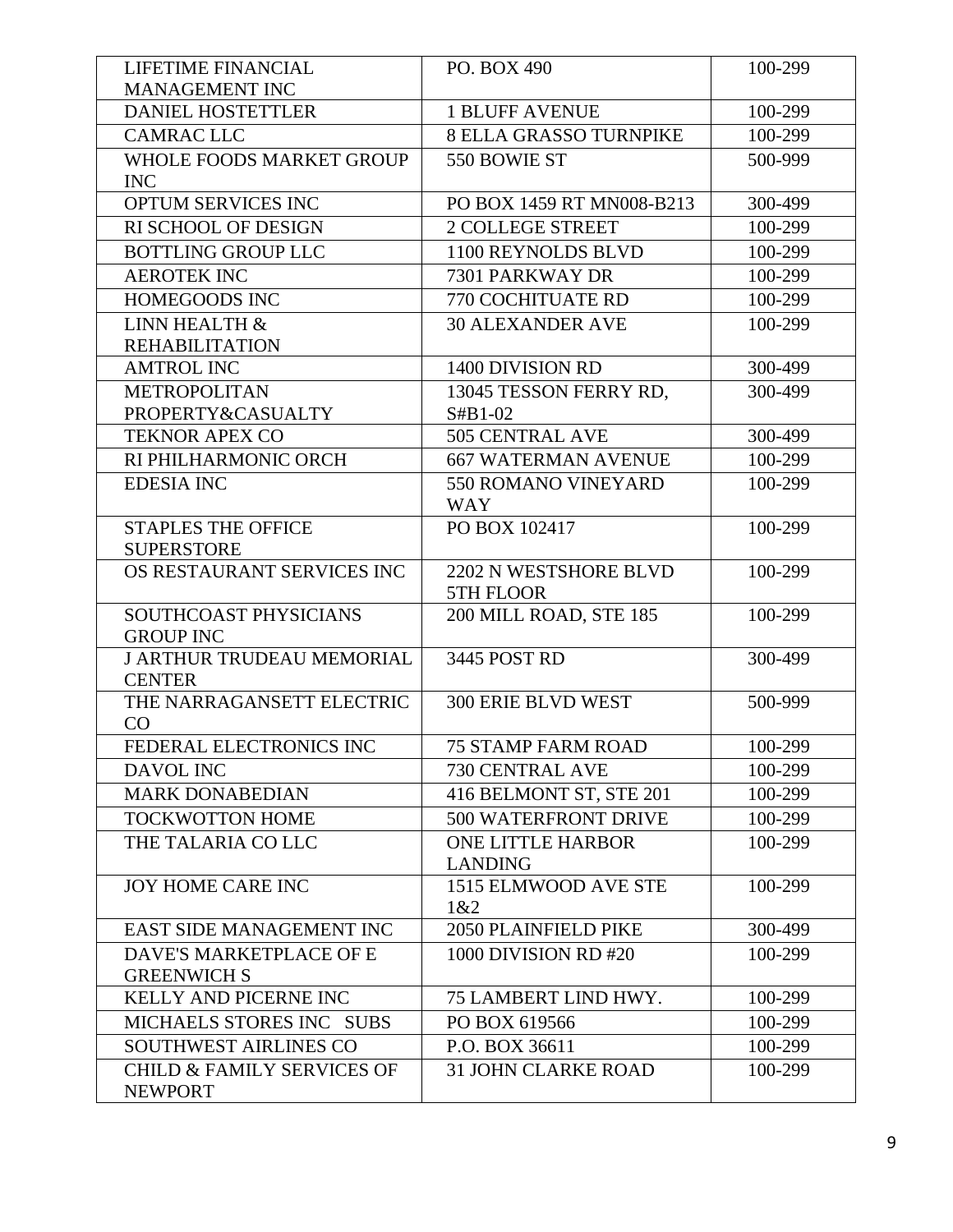| LIFETIME FINANCIAL MANAGEMENT INC | PO. BOX 490 | 100-299 |
|---|---|---|
| DANIEL HOSTETTLER | 1 BLUFF AVENUE | 100-299 |
| CAMRAC LLC | 8 ELLA GRASSO TURNPIKE | 100-299 |
| WHOLE FOODS MARKET GROUP INC | 550 BOWIE ST | 500-999 |
| OPTUM SERVICES INC | PO BOX 1459 RT MN008-B213 | 300-499 |
| RI SCHOOL OF DESIGN | 2 COLLEGE STREET | 100-299 |
| BOTTLING GROUP LLC | 1100 REYNOLDS BLVD | 100-299 |
| AEROTEK INC | 7301 PARKWAY DR | 100-299 |
| HOMEGOODS INC | 770 COCHITUATE RD | 100-299 |
| LINN HEALTH & REHABILITATION | 30 ALEXANDER AVE | 100-299 |
| AMTROL INC | 1400 DIVISION RD | 300-499 |
| METROPOLITAN PROPERTY&CASUALTY | 13045 TESSON FERRY RD, S#B1-02 | 300-499 |
| TEKNOR APEX CO | 505 CENTRAL AVE | 300-499 |
| RI PHILHARMONIC ORCH | 667 WATERMAN AVENUE | 100-299 |
| EDESIA INC | 550 ROMANO VINEYARD WAY | 100-299 |
| STAPLES THE OFFICE SUPERSTORE | PO BOX 102417 | 100-299 |
| OS RESTAURANT SERVICES INC | 2202 N WESTSHORE BLVD 5TH FLOOR | 100-299 |
| SOUTHCOAST PHYSICIANS GROUP INC | 200 MILL ROAD, STE 185 | 100-299 |
| J ARTHUR TRUDEAU MEMORIAL CENTER | 3445 POST RD | 300-499 |
| THE NARRAGANSETT ELECTRIC CO | 300 ERIE BLVD WEST | 500-999 |
| FEDERAL ELECTRONICS INC | 75 STAMP FARM ROAD | 100-299 |
| DAVOL INC | 730 CENTRAL AVE | 100-299 |
| MARK DONABEDIAN | 416 BELMONT ST, STE 201 | 100-299 |
| TOCKWOTTON HOME | 500 WATERFRONT DRIVE | 100-299 |
| THE TALARIA CO LLC | ONE LITTLE HARBOR LANDING | 100-299 |
| JOY HOME CARE INC | 1515 ELMWOOD AVE STE 1&2 | 100-299 |
| EAST SIDE MANAGEMENT INC | 2050 PLAINFIELD PIKE | 300-499 |
| DAVE'S MARKETPLACE OF E GREENWICH S | 1000 DIVISION RD #20 | 100-299 |
| KELLY AND PICERNE INC | 75 LAMBERT LIND HWY. | 100-299 |
| MICHAELS STORES INC SUBS | PO BOX 619566 | 100-299 |
| SOUTHWEST AIRLINES CO | P.O. BOX 36611 | 100-299 |
| CHILD & FAMILY SERVICES OF NEWPORT | 31 JOHN CLARKE ROAD | 100-299 |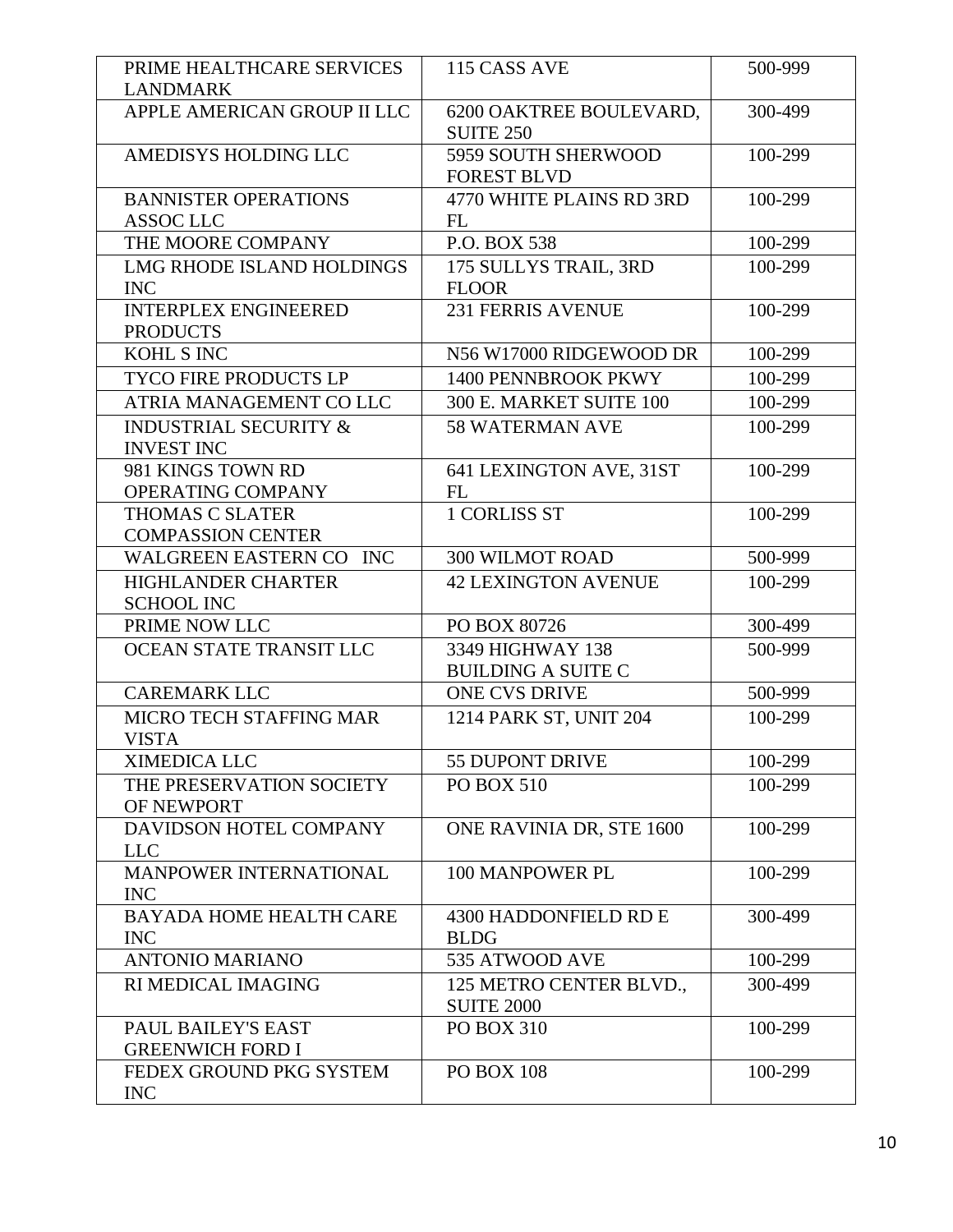| | | |
|---|---|---|
| PRIME HEALTHCARE SERVICES LANDMARK | 115 CASS AVE | 500-999 |
| APPLE AMERICAN GROUP II LLC | 6200 OAKTREE BOULEVARD, SUITE 250 | 300-499 |
| AMEDISYS HOLDING LLC | 5959 SOUTH SHERWOOD FOREST BLVD | 100-299 |
| BANNISTER OPERATIONS ASSOC LLC | 4770 WHITE PLAINS RD 3RD FL | 100-299 |
| THE MOORE COMPANY | P.O. BOX 538 | 100-299 |
| LMG RHODE ISLAND HOLDINGS INC | 175 SULLYS TRAIL, 3RD FLOOR | 100-299 |
| INTERPLEX ENGINEERED PRODUCTS | 231 FERRIS AVENUE | 100-299 |
| KOHL S INC | N56 W17000 RIDGEWOOD DR | 100-299 |
| TYCO FIRE PRODUCTS LP | 1400 PENNBROOK PKWY | 100-299 |
| ATRIA MANAGEMENT CO LLC | 300 E. MARKET SUITE 100 | 100-299 |
| INDUSTRIAL SECURITY & INVEST INC | 58 WATERMAN AVE | 100-299 |
| 981 KINGS TOWN RD OPERATING COMPANY | 641 LEXINGTON AVE, 31ST FL | 100-299 |
| THOMAS C SLATER COMPASSION CENTER | 1 CORLISS ST | 100-299 |
| WALGREEN EASTERN CO INC | 300 WILMOT ROAD | 500-999 |
| HIGHLANDER CHARTER SCHOOL INC | 42 LEXINGTON AVENUE | 100-299 |
| PRIME NOW LLC | PO BOX 80726 | 300-499 |
| OCEAN STATE TRANSIT LLC | 3349 HIGHWAY 138 BUILDING A SUITE C | 500-999 |
| CAREMARK LLC | ONE CVS DRIVE | 500-999 |
| MICRO TECH STAFFING MAR VISTA | 1214 PARK ST, UNIT 204 | 100-299 |
| XIMEDICA LLC | 55 DUPONT DRIVE | 100-299 |
| THE PRESERVATION SOCIETY OF NEWPORT | PO BOX 510 | 100-299 |
| DAVIDSON HOTEL COMPANY LLC | ONE RAVINIA DR, STE 1600 | 100-299 |
| MANPOWER INTERNATIONAL INC | 100 MANPOWER PL | 100-299 |
| BAYADA HOME HEALTH CARE INC | 4300 HADDONFIELD RD E BLDG | 300-499 |
| ANTONIO MARIANO | 535 ATWOOD AVE | 100-299 |
| RI MEDICAL IMAGING | 125 METRO CENTER BLVD., SUITE 2000 | 300-499 |
| PAUL BAILEY'S EAST GREENWICH FORD I | PO BOX 310 | 100-299 |
| FEDEX GROUND PKG SYSTEM INC | PO BOX 108 | 100-299 |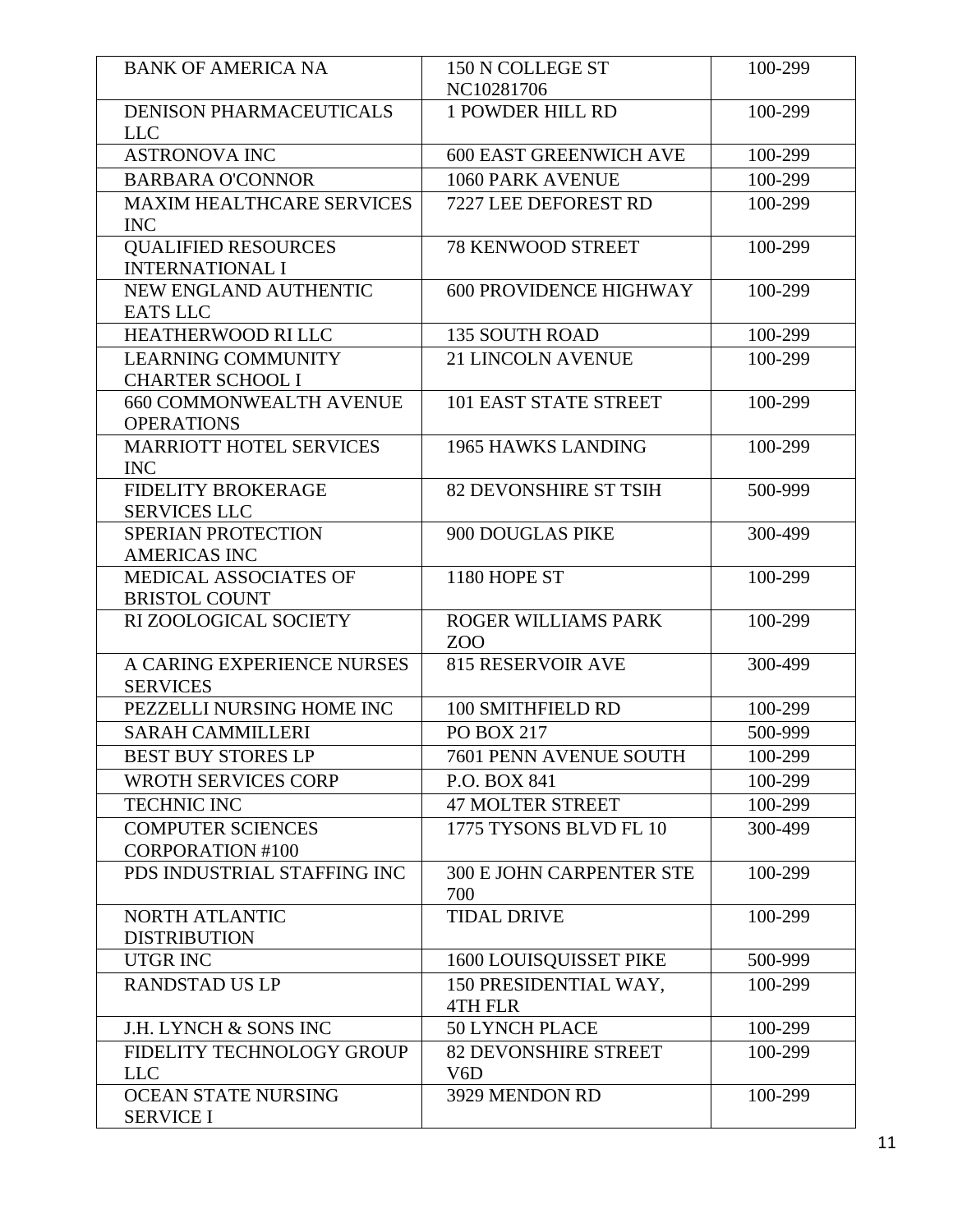| BANK OF AMERICA NA | 150 N COLLEGE ST NC10281706 | 100-299 |
|---|---|---|
| DENISON PHARMACEUTICALS LLC | 1 POWDER HILL RD | 100-299 |
| ASTRONOVA INC | 600 EAST GREENWICH AVE | 100-299 |
| BARBARA O'CONNOR | 1060 PARK AVENUE | 100-299 |
| MAXIM HEALTHCARE SERVICES INC | 7227 LEE DEFOREST RD | 100-299 |
| QUALIFIED RESOURCES INTERNATIONAL I | 78 KENWOOD STREET | 100-299 |
| NEW ENGLAND AUTHENTIC EATS LLC | 600 PROVIDENCE HIGHWAY | 100-299 |
| HEATHERWOOD RI LLC | 135 SOUTH ROAD | 100-299 |
| LEARNING COMMUNITY CHARTER SCHOOL I | 21 LINCOLN AVENUE | 100-299 |
| 660 COMMONWEALTH AVENUE OPERATIONS | 101 EAST STATE STREET | 100-299 |
| MARRIOTT HOTEL SERVICES INC | 1965 HAWKS LANDING | 100-299 |
| FIDELITY BROKERAGE SERVICES LLC | 82 DEVONSHIRE ST TSIH | 500-999 |
| SPERIAN PROTECTION AMERICAS INC | 900 DOUGLAS PIKE | 300-499 |
| MEDICAL ASSOCIATES OF BRISTOL COUNT | 1180 HOPE ST | 100-299 |
| RI ZOOLOGICAL SOCIETY | ROGER WILLIAMS PARK ZOO | 100-299 |
| A CARING EXPERIENCE NURSES SERVICES | 815 RESERVOIR AVE | 300-499 |
| PEZZELLI NURSING HOME INC | 100 SMITHFIELD RD | 100-299 |
| SARAH CAMMILLERI | PO BOX 217 | 500-999 |
| BEST BUY STORES LP | 7601 PENN AVENUE SOUTH | 100-299 |
| WROTH SERVICES CORP | P.O. BOX 841 | 100-299 |
| TECHNIC INC | 47 MOLTER STREET | 100-299 |
| COMPUTER SCIENCES CORPORATION #100 | 1775 TYSONS BLVD FL 10 | 300-499 |
| PDS INDUSTRIAL STAFFING INC | 300 E JOHN CARPENTER STE 700 | 100-299 |
| NORTH ATLANTIC DISTRIBUTION | TIDAL DRIVE | 100-299 |
| UTGR INC | 1600 LOUISQUISSET PIKE | 500-999 |
| RANDSTAD US LP | 150 PRESIDENTIAL WAY, 4TH FLR | 100-299 |
| J.H. LYNCH & SONS INC | 50 LYNCH PLACE | 100-299 |
| FIDELITY TECHNOLOGY GROUP LLC | 82 DEVONSHIRE STREET V6D | 100-299 |
| OCEAN STATE NURSING SERVICE I | 3929 MENDON RD | 100-299 |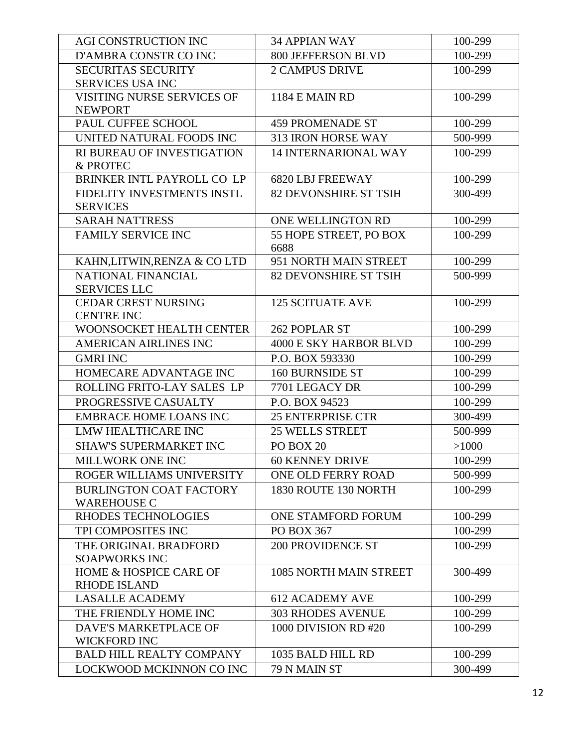| | | |
|---|---|---|
| AGI CONSTRUCTION INC | 34 APPIAN WAY | 100-299 |
| D'AMBRA CONSTR CO INC | 800 JEFFERSON BLVD | 100-299 |
| SECURITAS SECURITY SERVICES USA INC | 2 CAMPUS DRIVE | 100-299 |
| VISITING NURSE SERVICES OF NEWPORT | 1184 E MAIN RD | 100-299 |
| PAUL CUFFEE SCHOOL | 459 PROMENADE ST | 100-299 |
| UNITED NATURAL FOODS INC | 313 IRON HORSE WAY | 500-999 |
| RI BUREAU OF INVESTIGATION & PROTEC | 14 INTERNARIONAL WAY | 100-299 |
| BRINKER INTL PAYROLL CO LP | 6820 LBJ FREEWAY | 100-299 |
| FIDELITY INVESTMENTS INSTL SERVICES | 82 DEVONSHIRE ST TSIH | 300-499 |
| SARAH NATTRESS | ONE WELLINGTON RD | 100-299 |
| FAMILY SERVICE INC | 55 HOPE STREET, PO BOX 6688 | 100-299 |
| KAHN,LITWIN,RENZA & CO LTD | 951 NORTH MAIN STREET | 100-299 |
| NATIONAL FINANCIAL SERVICES LLC | 82 DEVONSHIRE ST TSIH | 500-999 |
| CEDAR CREST NURSING CENTRE INC | 125 SCITUATE AVE | 100-299 |
| WOONSOCKET HEALTH CENTER | 262 POPLAR ST | 100-299 |
| AMERICAN AIRLINES INC | 4000 E SKY HARBOR BLVD | 100-299 |
| GMRI INC | P.O. BOX 593330 | 100-299 |
| HOMECARE ADVANTAGE INC | 160 BURNSIDE ST | 100-299 |
| ROLLING FRITO-LAY SALES LP | 7701 LEGACY DR | 100-299 |
| PROGRESSIVE CASUALTY | P.O. BOX 94523 | 100-299 |
| EMBRACE HOME LOANS INC | 25 ENTERPRISE CTR | 300-499 |
| LMW HEALTHCARE INC | 25 WELLS STREET | 500-999 |
| SHAW'S SUPERMARKET INC | PO BOX 20 | >1000 |
| MILLWORK ONE INC | 60 KENNEY DRIVE | 100-299 |
| ROGER WILLIAMS UNIVERSITY | ONE OLD FERRY ROAD | 500-999 |
| BURLINGTON COAT FACTORY WAREHOUSE C | 1830 ROUTE 130 NORTH | 100-299 |
| RHODES TECHNOLOGIES | ONE STAMFORD FORUM | 100-299 |
| TPI COMPOSITES INC | PO BOX 367 | 100-299 |
| THE ORIGINAL BRADFORD SOAPWORKS INC | 200 PROVIDENCE ST | 100-299 |
| HOME & HOSPICE CARE OF RHODE ISLAND | 1085 NORTH MAIN STREET | 300-499 |
| LASALLE ACADEMY | 612 ACADEMY AVE | 100-299 |
| THE FRIENDLY HOME INC | 303 RHODES AVENUE | 100-299 |
| DAVE'S MARKETPLACE OF WICKFORD INC | 1000 DIVISION RD #20 | 100-299 |
| BALD HILL REALTY COMPANY | 1035 BALD HILL RD | 100-299 |
| LOCKWOOD MCKINNON CO INC | 79 N MAIN ST | 300-499 |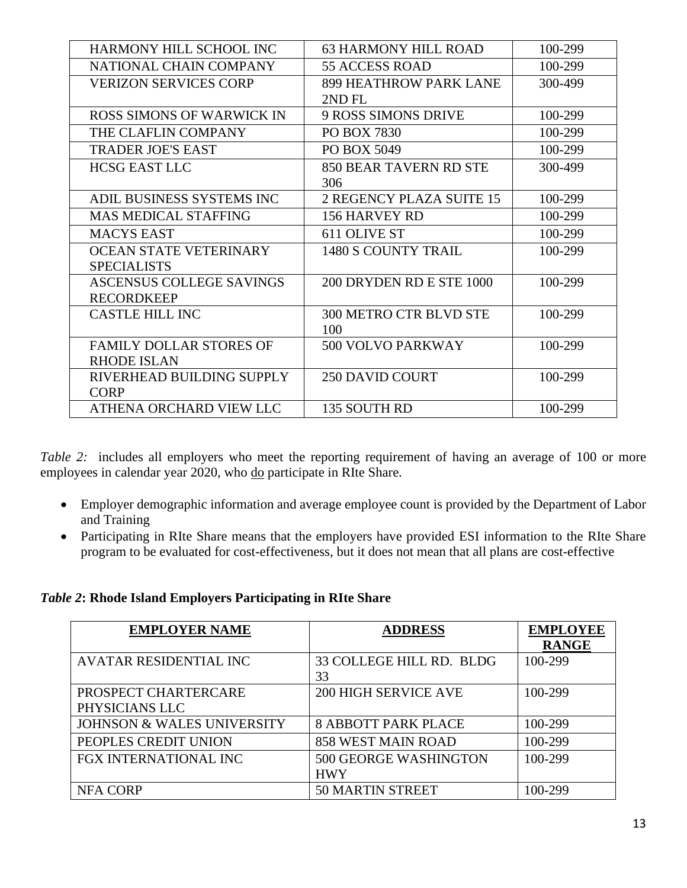| | | |
|---|---|---|
| HARMONY HILL SCHOOL INC | 63 HARMONY HILL ROAD | 100-299 |
| NATIONAL CHAIN COMPANY | 55 ACCESS ROAD | 100-299 |
| VERIZON SERVICES CORP | 899 HEATHROW PARK LANE 2ND FL | 300-499 |
| ROSS SIMONS OF WARWICK IN | 9 ROSS SIMONS DRIVE | 100-299 |
| THE CLAFLIN COMPANY | PO BOX 7830 | 100-299 |
| TRADER JOE'S EAST | PO BOX 5049 | 100-299 |
| HCSG EAST LLC | 850 BEAR TAVERN RD STE 306 | 300-499 |
| ADIL BUSINESS SYSTEMS INC | 2 REGENCY PLAZA SUITE 15 | 100-299 |
| MAS MEDICAL STAFFING | 156 HARVEY RD | 100-299 |
| MACYS EAST | 611 OLIVE ST | 100-299 |
| OCEAN STATE VETERINARY SPECIALISTS | 1480 S COUNTY TRAIL | 100-299 |
| ASCENSUS COLLEGE SAVINGS RECORDKEEP | 200 DRYDEN RD E STE 1000 | 100-299 |
| CASTLE HILL INC | 300 METRO CTR BLVD STE 100 | 100-299 |
| FAMILY DOLLAR STORES OF RHODE ISLAN | 500 VOLVO PARKWAY | 100-299 |
| RIVERHEAD BUILDING SUPPLY CORP | 250 DAVID COURT | 100-299 |
| ATHENA ORCHARD VIEW LLC | 135 SOUTH RD | 100-299 |

*Table 2:* includes all employers who meet the reporting requirement of having an average of 100 or more employees in calendar year 2020, who do participate in RIte Share.

- Employer demographic information and average employee count is provided by the Department of Labor and Training
- Participating in RIte Share means that the employers have provided ESI information to the RIte Share program to be evaluated for cost-effectiveness, but it does not mean that all plans are cost-effective

***Table 2*: Rhode Island Employers Participating in RIte Share**

| EMPLOYER NAME | ADDRESS | EMPLOYEE RANGE |
|---|---|---|
| AVATAR RESIDENTIAL INC | 33 COLLEGE HILL RD. BLDG 33 | 100-299 |
| PROSPECT CHARTERCARE PHYSICIANS LLC | 200 HIGH SERVICE AVE | 100-299 |
| JOHNSON & WALES UNIVERSITY | 8 ABBOTT PARK PLACE | 100-299 |
| PEOPLES CREDIT UNION | 858 WEST MAIN ROAD | 100-299 |
| FGX INTERNATIONAL INC | 500 GEORGE WASHINGTON HWY | 100-299 |
| NFA CORP | 50 MARTIN STREET | 100-299 |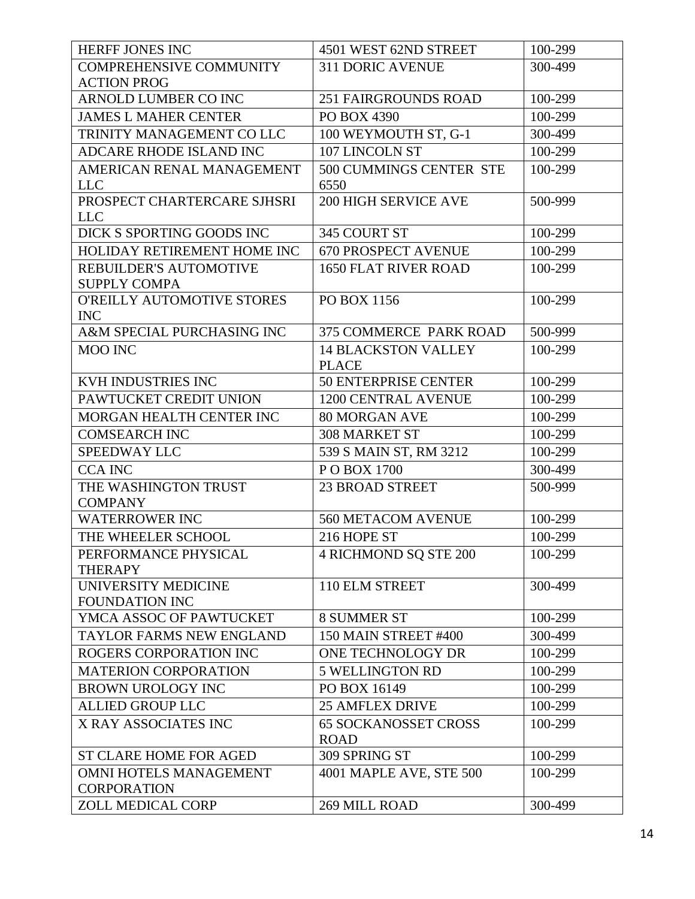| | | |
|---|---|---|
| HERFF JONES INC | 4501 WEST 62ND STREET | 100-299 |
| COMPREHENSIVE COMMUNITY ACTION PROG | 311 DORIC AVENUE | 300-499 |
| ARNOLD LUMBER CO INC | 251 FAIRGROUNDS ROAD | 100-299 |
| JAMES L MAHER CENTER | PO BOX 4390 | 100-299 |
| TRINITY MANAGEMENT CO LLC | 100 WEYMOUTH ST, G-1 | 300-499 |
| ADCARE RHODE ISLAND INC | 107 LINCOLN ST | 100-299 |
| AMERICAN RENAL MANAGEMENT LLC | 500 CUMMINGS CENTER STE 6550 | 100-299 |
| PROSPECT CHARTERCARE SJHSRI LLC | 200 HIGH SERVICE AVE | 500-999 |
| DICK S SPORTING GOODS INC | 345 COURT ST | 100-299 |
| HOLIDAY RETIREMENT HOME INC | 670 PROSPECT AVENUE | 100-299 |
| REBUILDER'S AUTOMOTIVE SUPPLY COMPA | 1650 FLAT RIVER ROAD | 100-299 |
| O'REILLY AUTOMOTIVE STORES INC | PO BOX 1156 | 100-299 |
| A&M SPECIAL PURCHASING INC | 375 COMMERCE PARK ROAD | 500-999 |
| MOO INC | 14 BLACKSTON VALLEY PLACE | 100-299 |
| KVH INDUSTRIES INC | 50 ENTERPRISE CENTER | 100-299 |
| PAWTUCKET CREDIT UNION | 1200 CENTRAL AVENUE | 100-299 |
| MORGAN HEALTH CENTER INC | 80 MORGAN AVE | 100-299 |
| COMSEARCH INC | 308 MARKET ST | 100-299 |
| SPEEDWAY LLC | 539 S MAIN ST, RM 3212 | 100-299 |
| CCA INC | P O BOX 1700 | 300-499 |
| THE WASHINGTON TRUST COMPANY | 23 BROAD STREET | 500-999 |
| WATERROWER INC | 560 METACOM AVENUE | 100-299 |
| THE WHEELER SCHOOL | 216 HOPE ST | 100-299 |
| PERFORMANCE PHYSICAL THERAPY | 4 RICHMOND SQ STE 200 | 100-299 |
| UNIVERSITY MEDICINE FOUNDATION INC | 110 ELM STREET | 300-499 |
| YMCA ASSOC OF PAWTUCKET | 8 SUMMER ST | 100-299 |
| TAYLOR FARMS NEW ENGLAND | 150 MAIN STREET #400 | 300-499 |
| ROGERS CORPORATION INC | ONE TECHNOLOGY DR | 100-299 |
| MATERION CORPORATION | 5 WELLINGTON RD | 100-299 |
| BROWN UROLOGY INC | PO BOX 16149 | 100-299 |
| ALLIED GROUP LLC | 25 AMFLEX DRIVE | 100-299 |
| X RAY ASSOCIATES INC | 65 SOCKANOSSET CROSS ROAD | 100-299 |
| ST CLARE HOME FOR AGED | 309 SPRING ST | 100-299 |
| OMNI HOTELS MANAGEMENT CORPORATION | 4001 MAPLE AVE, STE 500 | 100-299 |
| ZOLL MEDICAL CORP | 269 MILL ROAD | 300-499 |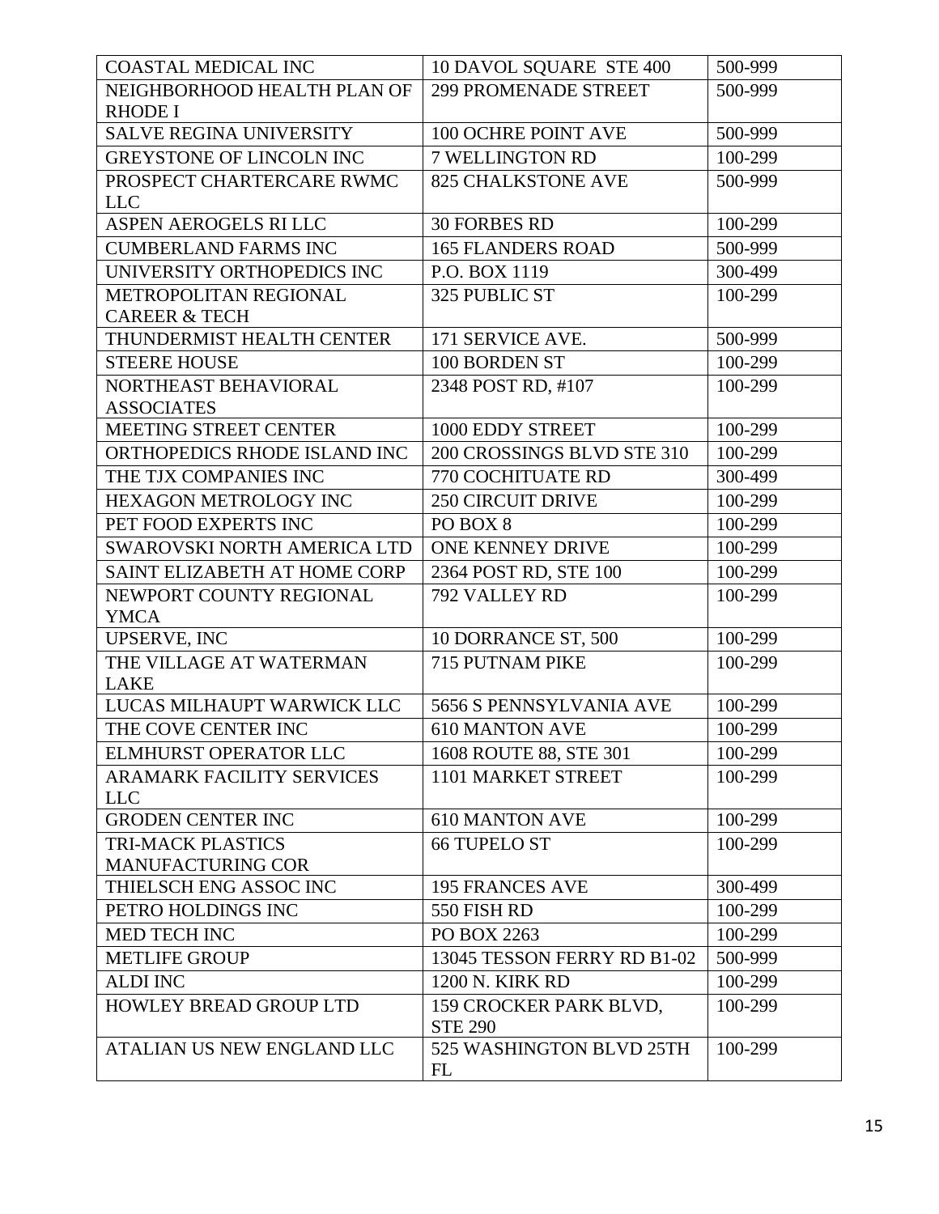| COASTAL MEDICAL INC | 10 DAVOL SQUARE STE 400 | 500-999 |
|---|---|---|
| NEIGHBORHOOD HEALTH PLAN OF RHODE I | 299 PROMENADE STREET | 500-999 |
| SALVE REGINA UNIVERSITY | 100 OCHRE POINT AVE | 500-999 |
| GREYSTONE OF LINCOLN INC | 7 WELLINGTON RD | 100-299 |
| PROSPECT CHARTERCARE RWMC LLC | 825 CHALKSTONE AVE | 500-999 |
| ASPEN AEROGELS RI LLC | 30 FORBES RD | 100-299 |
| CUMBERLAND FARMS INC | 165 FLANDERS ROAD | 500-999 |
| UNIVERSITY ORTHOPEDICS INC | P.O. BOX 1119 | 300-499 |
| METROPOLITAN REGIONAL CAREER & TECH | 325 PUBLIC ST | 100-299 |
| THUNDERMIST HEALTH CENTER | 171 SERVICE AVE. | 500-999 |
| STEERE HOUSE | 100 BORDEN ST | 100-299 |
| NORTHEAST BEHAVIORAL ASSOCIATES | 2348 POST RD, #107 | 100-299 |
| MEETING STREET CENTER | 1000 EDDY STREET | 100-299 |
| ORTHOPEDICS RHODE ISLAND INC | 200 CROSSINGS BLVD STE 310 | 100-299 |
| THE TJX COMPANIES INC | 770 COCHITUATE RD | 300-499 |
| HEXAGON METROLOGY INC | 250 CIRCUIT DRIVE | 100-299 |
| PET FOOD EXPERTS INC | PO BOX 8 | 100-299 |
| SWAROVSKI NORTH AMERICA LTD | ONE KENNEY DRIVE | 100-299 |
| SAINT ELIZABETH AT HOME CORP | 2364 POST RD, STE 100 | 100-299 |
| NEWPORT COUNTY REGIONAL YMCA | 792 VALLEY RD | 100-299 |
| UPSERVE, INC | 10 DORRANCE ST, 500 | 100-299 |
| THE VILLAGE AT WATERMAN LAKE | 715 PUTNAM PIKE | 100-299 |
| LUCAS MILHAUPT WARWICK LLC | 5656 S PENNSYLVANIA AVE | 100-299 |
| THE COVE CENTER INC | 610 MANTON AVE | 100-299 |
| ELMHURST OPERATOR LLC | 1608 ROUTE 88, STE 301 | 100-299 |
| ARAMARK FACILITY SERVICES LLC | 1101 MARKET STREET | 100-299 |
| GRODEN CENTER INC | 610 MANTON AVE | 100-299 |
| TRI-MACK PLASTICS MANUFACTURING COR | 66 TUPELO ST | 100-299 |
| THIELSCH ENG ASSOC INC | 195 FRANCES AVE | 300-499 |
| PETRO HOLDINGS INC | 550 FISH RD | 100-299 |
| MED TECH INC | PO BOX 2263 | 100-299 |
| METLIFE GROUP | 13045 TESSON FERRY RD B1-02 | 500-999 |
| ALDI INC | 1200 N. KIRK RD | 100-299 |
| HOWLEY BREAD GROUP LTD | 159 CROCKER PARK BLVD, STE 290 | 100-299 |
| ATALIAN US NEW ENGLAND LLC | 525 WASHINGTON BLVD 25TH FL | 100-299 |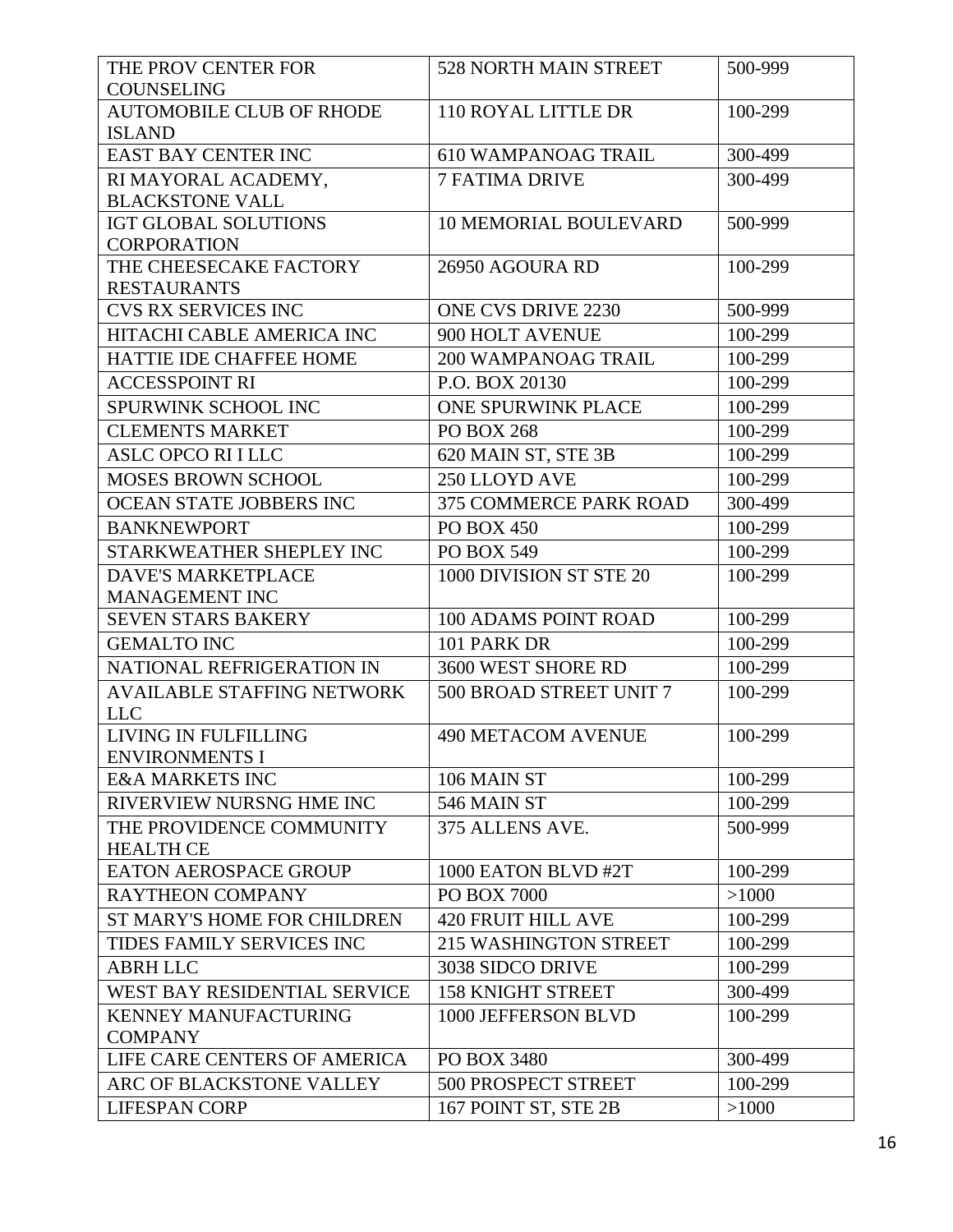| | | |
|---|---|---|
| THE PROV CENTER FOR COUNSELING | 528 NORTH MAIN STREET | 500-999 |
| AUTOMOBILE CLUB OF RHODE ISLAND | 110 ROYAL LITTLE DR | 100-299 |
| EAST BAY CENTER INC | 610 WAMPANOAG TRAIL | 300-499 |
| RI MAYORAL ACADEMY, BLACKSTONE VALL | 7 FATIMA DRIVE | 300-499 |
| IGT GLOBAL SOLUTIONS CORPORATION | 10 MEMORIAL BOULEVARD | 500-999 |
| THE CHEESECAKE FACTORY RESTAURANTS | 26950 AGOURA RD | 100-299 |
| CVS RX SERVICES INC | ONE CVS DRIVE 2230 | 500-999 |
| HITACHI CABLE AMERICA INC | 900 HOLT AVENUE | 100-299 |
| HATTIE IDE CHAFFEE HOME | 200 WAMPANOAG TRAIL | 100-299 |
| ACCESSPOINT RI | P.O. BOX 20130 | 100-299 |
| SPURWINK SCHOOL INC | ONE SPURWINK PLACE | 100-299 |
| CLEMENTS MARKET | PO BOX 268 | 100-299 |
| ASLC OPCO RI I LLC | 620 MAIN ST, STE 3B | 100-299 |
| MOSES BROWN SCHOOL | 250 LLOYD AVE | 100-299 |
| OCEAN STATE JOBBERS INC | 375 COMMERCE PARK ROAD | 300-499 |
| BANKNEWPORT | PO BOX 450 | 100-299 |
| STARKWEATHER SHEPLEY INC | PO BOX 549 | 100-299 |
| DAVE'S MARKETPLACE MANAGEMENT INC | 1000 DIVISION ST STE 20 | 100-299 |
| SEVEN STARS BAKERY | 100 ADAMS POINT ROAD | 100-299 |
| GEMALTO INC | 101 PARK DR | 100-299 |
| NATIONAL REFRIGERATION IN | 3600 WEST SHORE RD | 100-299 |
| AVAILABLE STAFFING NETWORK LLC | 500 BROAD STREET UNIT 7 | 100-299 |
| LIVING IN FULFILLING ENVIRONMENTS I | 490 METACOM AVENUE | 100-299 |
| E&A MARKETS INC | 106 MAIN ST | 100-299 |
| RIVERVIEW NURSNG HME INC | 546 MAIN ST | 100-299 |
| THE PROVIDENCE COMMUNITY HEALTH CE | 375 ALLENS AVE. | 500-999 |
| EATON AEROSPACE GROUP | 1000 EATON BLVD #2T | 100-299 |
| RAYTHEON COMPANY | PO BOX 7000 | >1000 |
| ST MARY'S HOME FOR CHILDREN | 420 FRUIT HILL AVE | 100-299 |
| TIDES FAMILY SERVICES INC | 215 WASHINGTON STREET | 100-299 |
| ABRH LLC | 3038 SIDCO DRIVE | 100-299 |
| WEST BAY RESIDENTIAL SERVICE | 158 KNIGHT STREET | 300-499 |
| KENNEY MANUFACTURING COMPANY | 1000 JEFFERSON BLVD | 100-299 |
| LIFE CARE CENTERS OF AMERICA | PO BOX 3480 | 300-499 |
| ARC OF BLACKSTONE VALLEY | 500 PROSPECT STREET | 100-299 |
| LIFESPAN CORP | 167 POINT ST, STE 2B | >1000 |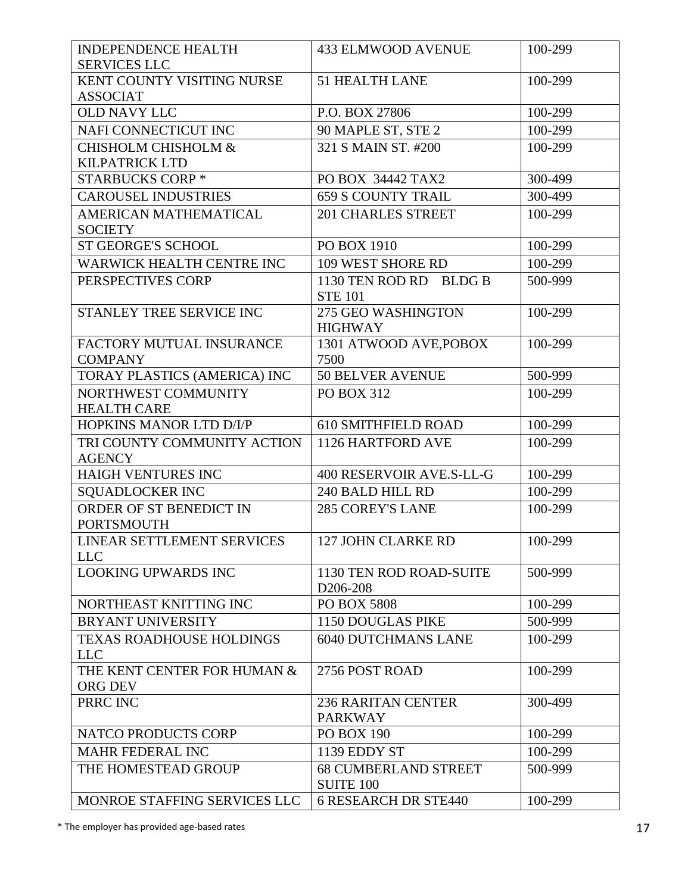| INDEPENDENCE HEALTH SERVICES LLC | 433 ELMWOOD AVENUE | 100-299 |
|---|---|---|
| KENT COUNTY VISITING NURSE ASSOCIAT | 51 HEALTH LANE | 100-299 |
| OLD NAVY LLC | P.O. BOX 27806 | 100-299 |
| NAFI CONNECTICUT INC | 90 MAPLE ST, STE 2 | 100-299 |
| CHISHOLM CHISHOLM & KILPATRICK LTD | 321 S MAIN ST. #200 | 100-299 |
| STARBUCKS CORP * | PO BOX 34442 TAX2 | 300-499 |
| CAROUSEL INDUSTRIES | 659 S COUNTY TRAIL | 300-499 |
| AMERICAN MATHEMATICAL SOCIETY | 201 CHARLES STREET | 100-299 |
| ST GEORGE'S SCHOOL | PO BOX 1910 | 100-299 |
| WARWICK HEALTH CENTRE INC | 109 WEST SHORE RD | 100-299 |
| PERSPECTIVES CORP | 1130 TEN ROD RD BLDG B STE 101 | 500-999 |
| STANLEY TREE SERVICE INC | 275 GEO WASHINGTON HIGHWAY | 100-299 |
| FACTORY MUTUAL INSURANCE COMPANY | 1301 ATWOOD AVE,POBOX 7500 | 100-299 |
| TORAY PLASTICS (AMERICA) INC | 50 BELVER AVENUE | 500-999 |
| NORTHWEST COMMUNITY HEALTH CARE | PO BOX 312 | 100-299 |
| HOPKINS MANOR LTD D/I/P | 610 SMITHFIELD ROAD | 100-299 |
| TRI COUNTY COMMUNITY ACTION AGENCY | 1126 HARTFORD AVE | 100-299 |
| HAIGH VENTURES INC | 400 RESERVOIR AVE.S-LL-G | 100-299 |
| SQUADLOCKER INC | 240 BALD HILL RD | 100-299 |
| ORDER OF ST BENEDICT IN PORTSMOUTH | 285 COREY'S LANE | 100-299 |
| LINEAR SETTLEMENT SERVICES LLC | 127 JOHN CLARKE RD | 100-299 |
| LOOKING UPWARDS INC | 1130 TEN ROD ROAD-SUITE D206-208 | 500-999 |
| NORTHEAST KNITTING INC | PO BOX 5808 | 100-299 |
| BRYANT UNIVERSITY | 1150 DOUGLAS PIKE | 500-999 |
| TEXAS ROADHOUSE HOLDINGS LLC | 6040 DUTCHMANS LANE | 100-299 |
| THE KENT CENTER FOR HUMAN & ORG DEV | 2756 POST ROAD | 100-299 |
| PRRC INC | 236 RARITAN CENTER PARKWAY | 300-499 |
| NATCO PRODUCTS CORP | PO BOX 190 | 100-299 |
| MAHR FEDERAL INC | 1139 EDDY ST | 100-299 |
| THE HOMESTEAD GROUP | 68 CUMBERLAND STREET SUITE 100 | 500-999 |
| MONROE STAFFING SERVICES LLC | 6 RESEARCH DR STE440 | 100-299 |

* The employer has provided age-based rates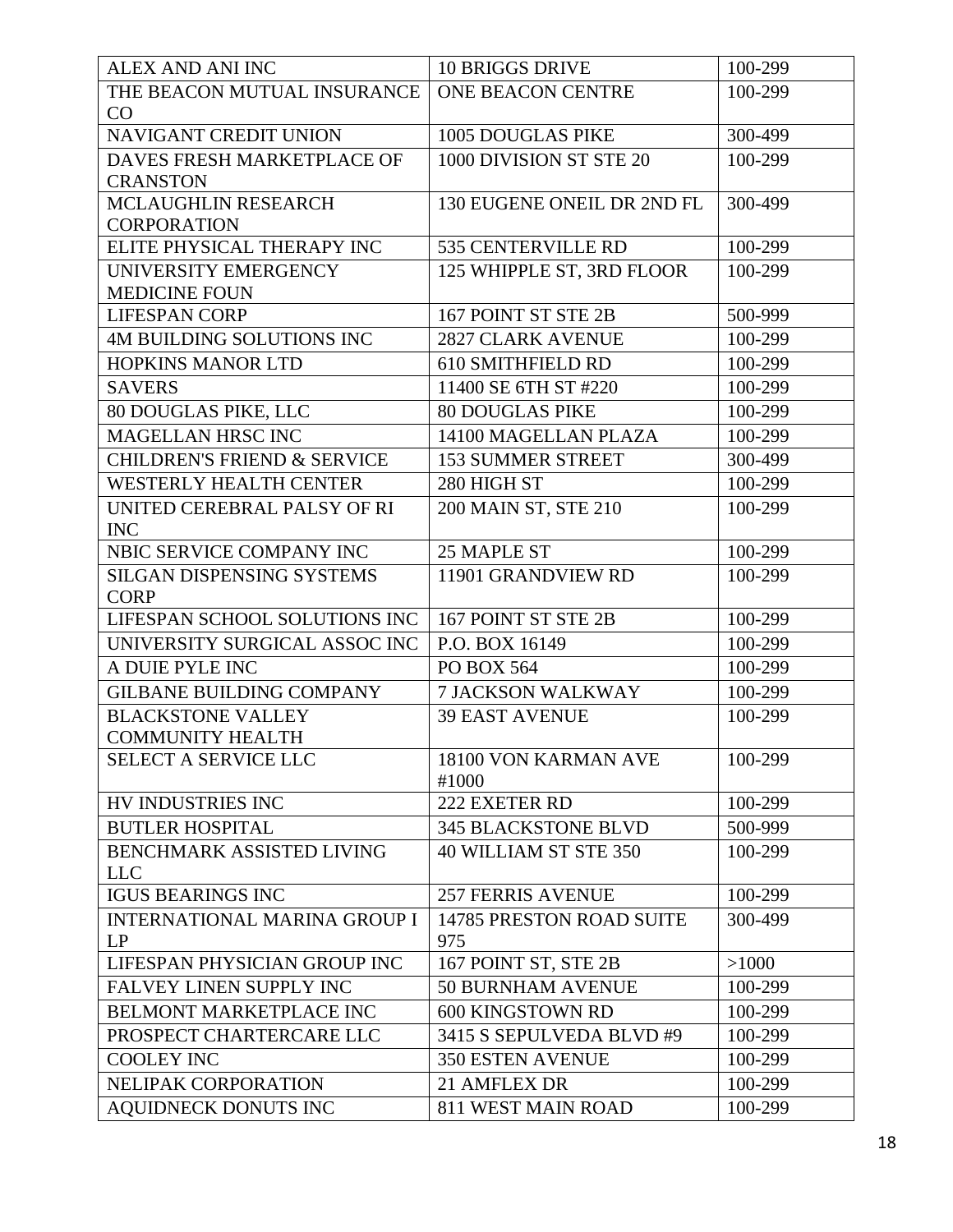| ALEX AND ANI INC | 10 BRIGGS DRIVE | 100-299 |
|---|---|---|
| THE BEACON MUTUAL INSURANCE CO | ONE BEACON CENTRE | 100-299 |
| NAVIGANT CREDIT UNION | 1005 DOUGLAS PIKE | 300-499 |
| DAVES FRESH MARKETPLACE OF CRANSTON | 1000 DIVISION ST STE 20 | 100-299 |
| MCLAUGHLIN RESEARCH CORPORATION | 130 EUGENE ONEIL DR 2ND FL | 300-499 |
| ELITE PHYSICAL THERAPY INC | 535 CENTERVILLE RD | 100-299 |
| UNIVERSITY EMERGENCY MEDICINE FOUN | 125 WHIPPLE ST, 3RD FLOOR | 100-299 |
| LIFESPAN CORP | 167 POINT ST STE 2B | 500-999 |
| 4M BUILDING SOLUTIONS INC | 2827 CLARK AVENUE | 100-299 |
| HOPKINS MANOR LTD | 610 SMITHFIELD RD | 100-299 |
| SAVERS | 11400 SE 6TH ST #220 | 100-299 |
| 80 DOUGLAS PIKE, LLC | 80 DOUGLAS PIKE | 100-299 |
| MAGELLAN HRSC INC | 14100 MAGELLAN PLAZA | 100-299 |
| CHILDREN'S FRIEND & SERVICE | 153 SUMMER STREET | 300-499 |
| WESTERLY HEALTH CENTER | 280 HIGH ST | 100-299 |
| UNITED CEREBRAL PALSY OF RI INC | 200 MAIN ST, STE 210 | 100-299 |
| NBIC SERVICE COMPANY INC | 25 MAPLE ST | 100-299 |
| SILGAN DISPENSING SYSTEMS CORP | 11901 GRANDVIEW RD | 100-299 |
| LIFESPAN SCHOOL SOLUTIONS INC | 167 POINT ST STE 2B | 100-299 |
| UNIVERSITY SURGICAL ASSOC INC | P.O. BOX 16149 | 100-299 |
| A DUIE PYLE INC | PO BOX 564 | 100-299 |
| GILBANE BUILDING COMPANY | 7 JACKSON WALKWAY | 100-299 |
| BLACKSTONE VALLEY COMMUNITY HEALTH | 39 EAST AVENUE | 100-299 |
| SELECT A SERVICE LLC | 18100 VON KARMAN AVE #1000 | 100-299 |
| HV INDUSTRIES INC | 222 EXETER RD | 100-299 |
| BUTLER HOSPITAL | 345 BLACKSTONE BLVD | 500-999 |
| BENCHMARK ASSISTED LIVING LLC | 40 WILLIAM ST STE 350 | 100-299 |
| IGUS BEARINGS INC | 257 FERRIS AVENUE | 100-299 |
| INTERNATIONAL MARINA GROUP I LP | 14785 PRESTON ROAD SUITE 975 | 300-499 |
| LIFESPAN PHYSICIAN GROUP INC | 167 POINT ST, STE 2B | >1000 |
| FALVEY LINEN SUPPLY INC | 50 BURNHAM AVENUE | 100-299 |
| BELMONT MARKETPLACE INC | 600 KINGSTOWN RD | 100-299 |
| PROSPECT CHARTERCARE LLC | 3415 S SEPULVEDA BLVD #9 | 100-299 |
| COOLEY INC | 350 ESTEN AVENUE | 100-299 |
| NELIPAK CORPORATION | 21 AMFLEX DR | 100-299 |
| AQUIDNECK DONUTS INC | 811 WEST MAIN ROAD | 100-299 |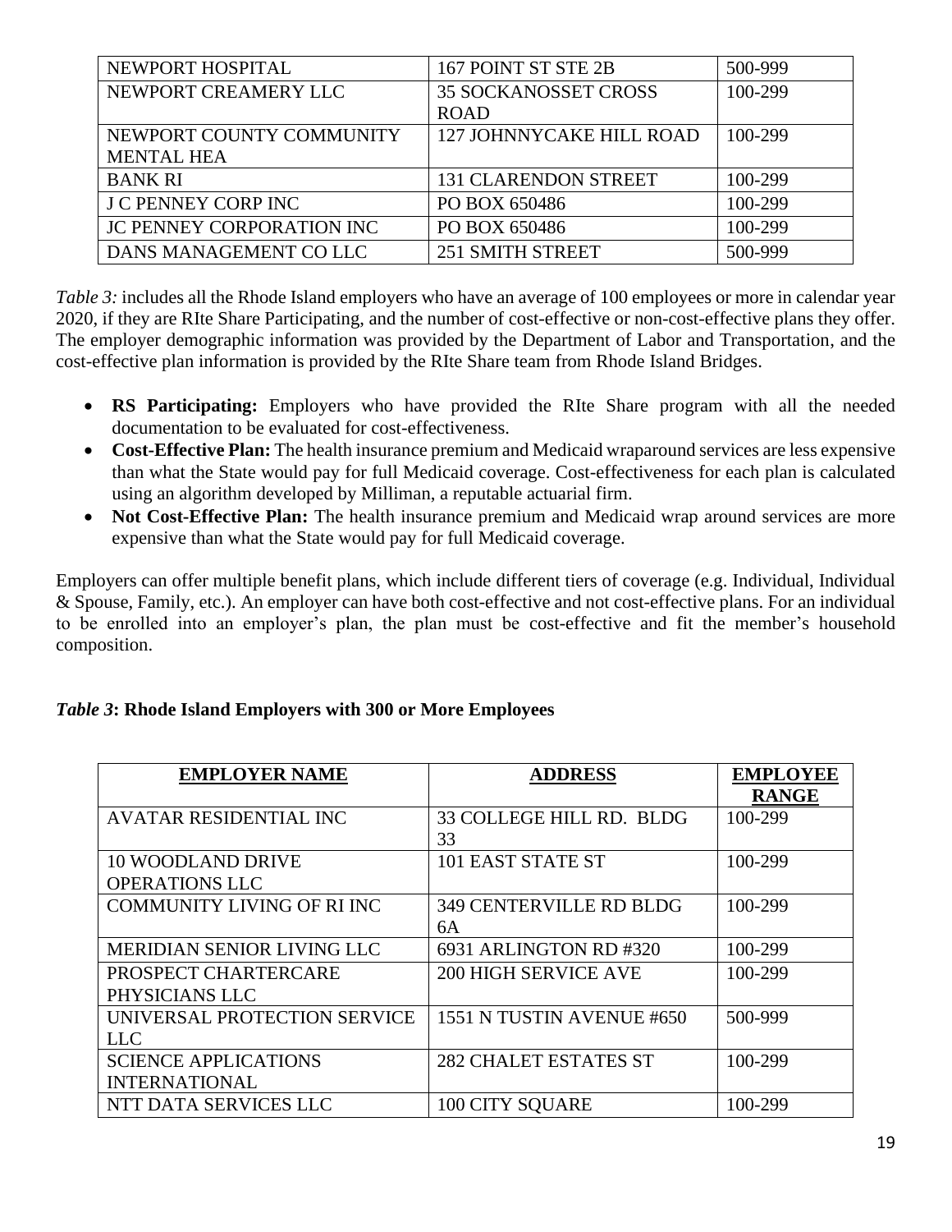| NEWPORT HOSPITAL | 167 POINT ST STE 2B | 500-999 |
|---|---|---|
| NEWPORT CREAMERY LLC | 35 SOCKANOSSET CROSS ROAD | 100-299 |
| NEWPORT COUNTY COMMUNITY MENTAL HEA | 127 JOHNNYCAKE HILL ROAD | 100-299 |
| BANK RI | 131 CLARENDON STREET | 100-299 |
| J C PENNEY CORP INC | PO BOX 650486 | 100-299 |
| JC PENNEY CORPORATION INC | PO BOX 650486 | 100-299 |
| DANS MANAGEMENT CO LLC | 251 SMITH STREET | 500-999 |

*Table 3:* includes all the Rhode Island employers who have an average of 100 employees or more in calendar year 2020, if they are RIte Share Participating, and the number of cost-effective or non-cost-effective plans they offer. The employer demographic information was provided by the Department of Labor and Transportation, and the cost-effective plan information is provided by the RIte Share team from Rhode Island Bridges.

- **RS Participating:** Employers who have provided the RIte Share program with all the needed documentation to be evaluated for cost-effectiveness.
- **Cost-Effective Plan:** The health insurance premium and Medicaid wraparound services are less expensive than what the State would pay for full Medicaid coverage. Cost-effectiveness for each plan is calculated using an algorithm developed by Milliman, a reputable actuarial firm.
- **Not Cost-Effective Plan:** The health insurance premium and Medicaid wrap around services are more expensive than what the State would pay for full Medicaid coverage.

Employers can offer multiple benefit plans, which include different tiers of coverage (e.g. Individual, Individual & Spouse, Family, etc.). An employer can have both cost-effective and not cost-effective plans. For an individual to be enrolled into an employer's plan, the plan must be cost-effective and fit the member's household composition.

***Table 3*: Rhode Island Employers with 300 or More Employees**

| EMPLOYER NAME | ADDRESS | EMPLOYEE RANGE |
|---|---|---|
| AVATAR RESIDENTIAL INC | 33 COLLEGE HILL RD. BLDG 33 | 100-299 |
| 10 WOODLAND DRIVE OPERATIONS LLC | 101 EAST STATE ST | 100-299 |
| COMMUNITY LIVING OF RI INC | 349 CENTERVILLE RD BLDG 6A | 100-299 |
| MERIDIAN SENIOR LIVING LLC | 6931 ARLINGTON RD #320 | 100-299 |
| PROSPECT CHARTERCARE PHYSICIANS LLC | 200 HIGH SERVICE AVE | 100-299 |
| UNIVERSAL PROTECTION SERVICE LLC | 1551 N TUSTIN AVENUE #650 | 500-999 |
| SCIENCE APPLICATIONS INTERNATIONAL | 282 CHALET ESTATES ST | 100-299 |
| NTT DATA SERVICES LLC | 100 CITY SQUARE | 100-299 |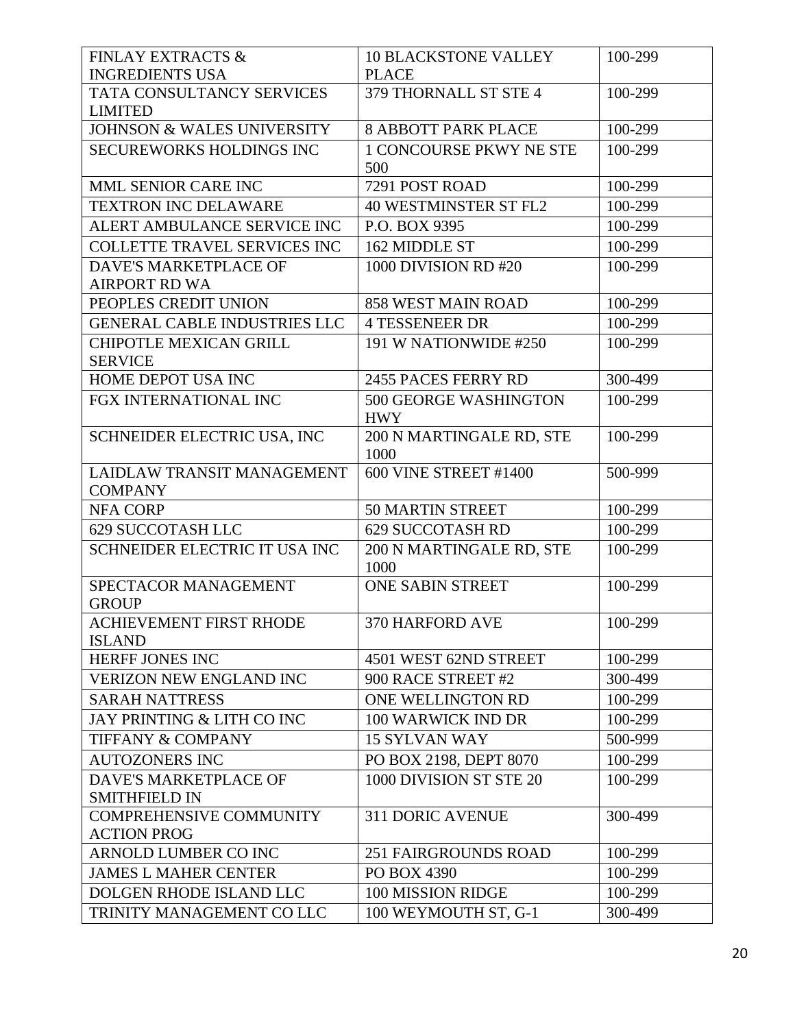| | | |
|---|---|---|
| FINLAY EXTRACTS & INGREDIENTS USA | 10 BLACKSTONE VALLEY PLACE | 100-299 |
| TATA CONSULTANCY SERVICES LIMITED | 379 THORNALL ST STE 4 | 100-299 |
| JOHNSON & WALES UNIVERSITY | 8 ABBOTT PARK PLACE | 100-299 |
| SECUREWORKS HOLDINGS INC | 1 CONCOURSE PKWY NE STE 500 | 100-299 |
| MML SENIOR CARE INC | 7291 POST ROAD | 100-299 |
| TEXTRON INC DELAWARE | 40 WESTMINSTER ST FL2 | 100-299 |
| ALERT AMBULANCE SERVICE INC | P.O. BOX 9395 | 100-299 |
| COLLETTE TRAVEL SERVICES INC | 162 MIDDLE ST | 100-299 |
| DAVE'S MARKETPLACE OF AIRPORT RD WA | 1000 DIVISION RD #20 | 100-299 |
| PEOPLES CREDIT UNION | 858 WEST MAIN ROAD | 100-299 |
| GENERAL CABLE INDUSTRIES LLC | 4 TESSENEER DR | 100-299 |
| CHIPOTLE MEXICAN GRILL SERVICE | 191 W NATIONWIDE #250 | 100-299 |
| HOME DEPOT USA INC | 2455 PACES FERRY RD | 300-499 |
| FGX INTERNATIONAL INC | 500 GEORGE WASHINGTON HWY | 100-299 |
| SCHNEIDER ELECTRIC USA, INC | 200 N MARTINGALE RD, STE 1000 | 100-299 |
| LAIDLAW TRANSIT MANAGEMENT COMPANY | 600 VINE STREET #1400 | 500-999 |
| NFA CORP | 50 MARTIN STREET | 100-299 |
| 629 SUCCOTASH LLC | 629 SUCCOTASH RD | 100-299 |
| SCHNEIDER ELECTRIC IT USA INC | 200 N MARTINGALE RD, STE 1000 | 100-299 |
| SPECTACOR MANAGEMENT GROUP | ONE SABIN STREET | 100-299 |
| ACHIEVEMENT FIRST RHODE ISLAND | 370 HARFORD AVE | 100-299 |
| HERFF JONES INC | 4501 WEST 62ND STREET | 100-299 |
| VERIZON NEW ENGLAND INC | 900 RACE STREET #2 | 300-499 |
| SARAH NATTRESS | ONE WELLINGTON RD | 100-299 |
| JAY PRINTING & LITH CO INC | 100 WARWICK IND DR | 100-299 |
| TIFFANY & COMPANY | 15 SYLVAN WAY | 500-999 |
| AUTOZONERS INC | PO BOX 2198, DEPT 8070 | 100-299 |
| DAVE'S MARKETPLACE OF SMITHFIELD IN | 1000 DIVISION ST STE 20 | 100-299 |
| COMPREHENSIVE COMMUNITY ACTION PROG | 311 DORIC AVENUE | 300-499 |
| ARNOLD LUMBER CO INC | 251 FAIRGROUNDS ROAD | 100-299 |
| JAMES L MAHER CENTER | PO BOX 4390 | 100-299 |
| DOLGEN RHODE ISLAND LLC | 100 MISSION RIDGE | 100-299 |
| TRINITY MANAGEMENT CO LLC | 100 WEYMOUTH ST, G-1 | 300-499 |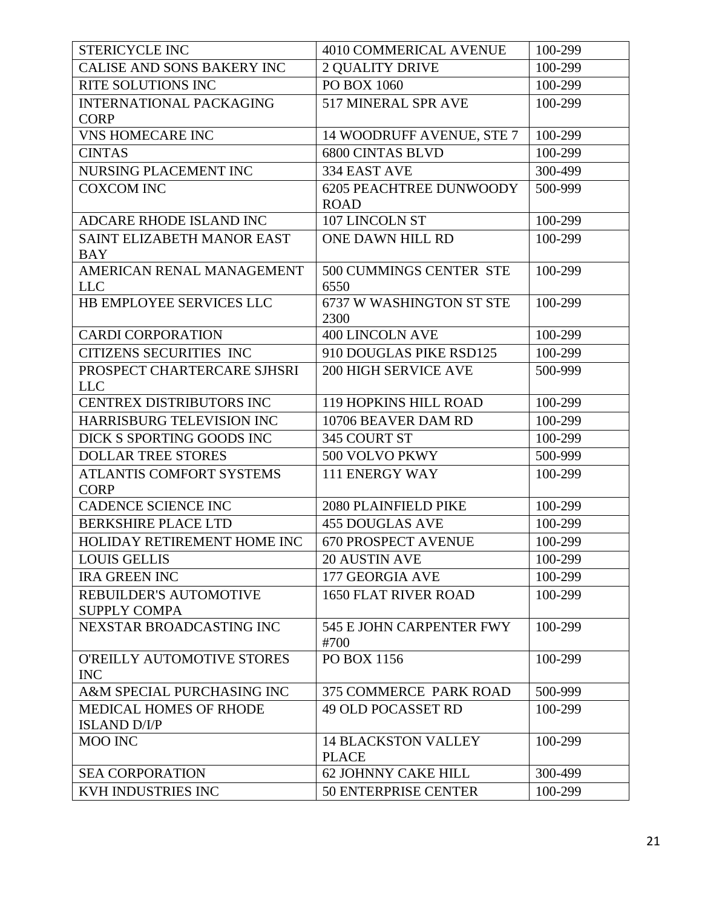| | | |
|---|---|---|
| STERICYCLE INC | 4010 COMMERICAL AVENUE | 100-299 |
| CALISE AND SONS BAKERY INC | 2 QUALITY DRIVE | 100-299 |
| RITE SOLUTIONS INC | PO BOX 1060 | 100-299 |
| INTERNATIONAL PACKAGING CORP | 517 MINERAL SPR AVE | 100-299 |
| VNS HOMECARE INC | 14 WOODRUFF AVENUE, STE 7 | 100-299 |
| CINTAS | 6800 CINTAS BLVD | 100-299 |
| NURSING PLACEMENT INC | 334 EAST AVE | 300-499 |
| COXCOM INC | 6205 PEACHTREE DUNWOODY ROAD | 500-999 |
| ADCARE RHODE ISLAND INC | 107 LINCOLN ST | 100-299 |
| SAINT ELIZABETH MANOR EAST BAY | ONE DAWN HILL RD | 100-299 |
| AMERICAN RENAL MANAGEMENT LLC | 500 CUMMINGS CENTER STE 6550 | 100-299 |
| HB EMPLOYEE SERVICES LLC | 6737 W WASHINGTON ST STE 2300 | 100-299 |
| CARDI CORPORATION | 400 LINCOLN AVE | 100-299 |
| CITIZENS SECURITIES INC | 910 DOUGLAS PIKE RSD125 | 100-299 |
| PROSPECT CHARTERCARE SJHSRI LLC | 200 HIGH SERVICE AVE | 500-999 |
| CENTREX DISTRIBUTORS INC | 119 HOPKINS HILL ROAD | 100-299 |
| HARRISBURG TELEVISION INC | 10706 BEAVER DAM RD | 100-299 |
| DICK S SPORTING GOODS INC | 345 COURT ST | 100-299 |
| DOLLAR TREE STORES | 500 VOLVO PKWY | 500-999 |
| ATLANTIS COMFORT SYSTEMS CORP | 111 ENERGY WAY | 100-299 |
| CADENCE SCIENCE INC | 2080 PLAINFIELD PIKE | 100-299 |
| BERKSHIRE PLACE LTD | 455 DOUGLAS AVE | 100-299 |
| HOLIDAY RETIREMENT HOME INC | 670 PROSPECT AVENUE | 100-299 |
| LOUIS GELLIS | 20 AUSTIN AVE | 100-299 |
| IRA GREEN INC | 177 GEORGIA AVE | 100-299 |
| REBUILDER'S AUTOMOTIVE SUPPLY COMPA | 1650 FLAT RIVER ROAD | 100-299 |
| NEXSTAR BROADCASTING INC | 545 E JOHN CARPENTER FWY #700 | 100-299 |
| O'REILLY AUTOMOTIVE STORES INC | PO BOX 1156 | 100-299 |
| A&M SPECIAL PURCHASING INC | 375 COMMERCE PARK ROAD | 500-999 |
| MEDICAL HOMES OF RHODE ISLAND D/I/P | 49 OLD POCASSET RD | 100-299 |
| MOO INC | 14 BLACKSTON VALLEY PLACE | 100-299 |
| SEA CORPORATION | 62 JOHNNY CAKE HILL | 300-499 |
| KVH INDUSTRIES INC | 50 ENTERPRISE CENTER | 100-299 |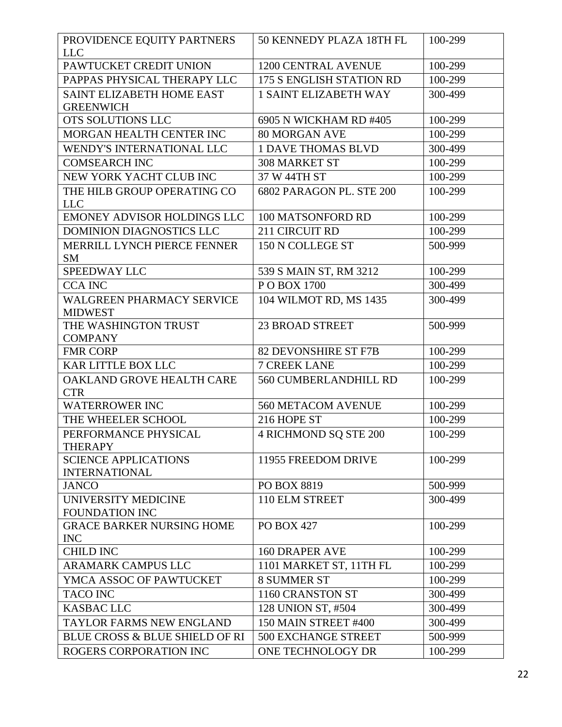| | | |
|---|---|---|
| PROVIDENCE EQUITY PARTNERS LLC | 50 KENNEDY PLAZA 18TH FL | 100-299 |
| PAWTUCKET CREDIT UNION | 1200 CENTRAL AVENUE | 100-299 |
| PAPPAS PHYSICAL THERAPY LLC | 175 S ENGLISH STATION RD | 100-299 |
| SAINT ELIZABETH HOME EAST GREENWICH | 1 SAINT ELIZABETH WAY | 300-499 |
| OTS SOLUTIONS LLC | 6905 N WICKHAM RD #405 | 100-299 |
| MORGAN HEALTH CENTER INC | 80 MORGAN AVE | 100-299 |
| WENDY'S INTERNATIONAL LLC | 1 DAVE THOMAS BLVD | 300-499 |
| COMSEARCH INC | 308 MARKET ST | 100-299 |
| NEW YORK YACHT CLUB INC | 37 W 44TH ST | 100-299 |
| THE HILB GROUP OPERATING CO LLC | 6802 PARAGON PL. STE 200 | 100-299 |
| EMONEY ADVISOR HOLDINGS LLC | 100 MATSONFORD RD | 100-299 |
| DOMINION DIAGNOSTICS LLC | 211 CIRCUIT RD | 100-299 |
| MERRILL LYNCH PIERCE FENNER SM | 150 N COLLEGE ST | 500-999 |
| SPEEDWAY LLC | 539 S MAIN ST, RM 3212 | 100-299 |
| CCA INC | P O BOX 1700 | 300-499 |
| WALGREEN PHARMACY SERVICE MIDWEST | 104 WILMOT RD, MS 1435 | 300-499 |
| THE WASHINGTON TRUST COMPANY | 23 BROAD STREET | 500-999 |
| FMR CORP | 82 DEVONSHIRE ST F7B | 100-299 |
| KAR LITTLE BOX LLC | 7 CREEK LANE | 100-299 |
| OAKLAND GROVE HEALTH CARE CTR | 560 CUMBERLANDHILL RD | 100-299 |
| WATERROWER INC | 560 METACOM AVENUE | 100-299 |
| THE WHEELER SCHOOL | 216 HOPE ST | 100-299 |
| PERFORMANCE PHYSICAL THERAPY | 4 RICHMOND SQ STE 200 | 100-299 |
| SCIENCE APPLICATIONS INTERNATIONAL | 11955 FREEDOM DRIVE | 100-299 |
| JANCO | PO BOX 8819 | 500-999 |
| UNIVERSITY MEDICINE FOUNDATION INC | 110 ELM STREET | 300-499 |
| GRACE BARKER NURSING HOME INC | PO BOX 427 | 100-299 |
| CHILD INC | 160 DRAPER AVE | 100-299 |
| ARAMARK CAMPUS LLC | 1101 MARKET ST, 11TH FL | 100-299 |
| YMCA ASSOC OF PAWTUCKET | 8 SUMMER ST | 100-299 |
| TACO INC | 1160 CRANSTON ST | 300-499 |
| KASBAC LLC | 128 UNION ST, #504 | 300-499 |
| TAYLOR FARMS NEW ENGLAND | 150 MAIN STREET #400 | 300-499 |
| BLUE CROSS & BLUE SHIELD OF RI | 500 EXCHANGE STREET | 500-999 |
| ROGERS CORPORATION INC | ONE TECHNOLOGY DR | 100-299 |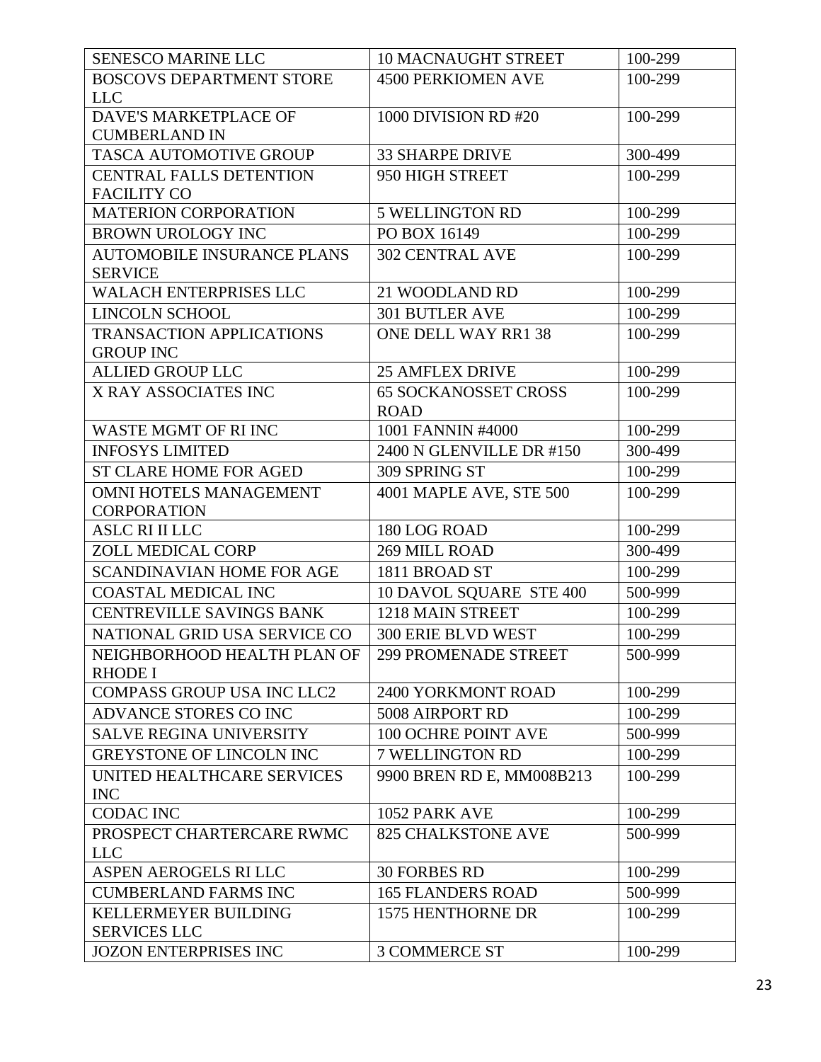| SENESCO MARINE LLC | 10 MACNAUGHT STREET | 100-299 |
|---|---|---|
| BOSCOVS DEPARTMENT STORE LLC | 4500 PERKIOMEN AVE | 100-299 |
| DAVE'S MARKETPLACE OF CUMBERLAND IN | 1000 DIVISION RD #20 | 100-299 |
| TASCA AUTOMOTIVE GROUP | 33 SHARPE DRIVE | 300-499 |
| CENTRAL FALLS DETENTION FACILITY CO | 950 HIGH STREET | 100-299 |
| MATERION CORPORATION | 5 WELLINGTON RD | 100-299 |
| BROWN UROLOGY INC | PO BOX 16149 | 100-299 |
| AUTOMOBILE INSURANCE PLANS SERVICE | 302 CENTRAL AVE | 100-299 |
| WALACH ENTERPRISES LLC | 21 WOODLAND RD | 100-299 |
| LINCOLN SCHOOL | 301 BUTLER AVE | 100-299 |
| TRANSACTION APPLICATIONS GROUP INC | ONE DELL WAY RR1 38 | 100-299 |
| ALLIED GROUP LLC | 25 AMFLEX DRIVE | 100-299 |
| X RAY ASSOCIATES INC | 65 SOCKANOSSET CROSS ROAD | 100-299 |
| WASTE MGMT OF RI INC | 1001 FANNIN #4000 | 100-299 |
| INFOSYS LIMITED | 2400 N GLENVILLE DR #150 | 300-499 |
| ST CLARE HOME FOR AGED | 309 SPRING ST | 100-299 |
| OMNI HOTELS MANAGEMENT CORPORATION | 4001 MAPLE AVE, STE 500 | 100-299 |
| ASLC RI II LLC | 180 LOG ROAD | 100-299 |
| ZOLL MEDICAL CORP | 269 MILL ROAD | 300-499 |
| SCANDINAVIAN HOME FOR AGE | 1811 BROAD ST | 100-299 |
| COASTAL MEDICAL INC | 10 DAVOL SQUARE STE 400 | 500-999 |
| CENTREVILLE SAVINGS BANK | 1218 MAIN STREET | 100-299 |
| NATIONAL GRID USA SERVICE CO | 300 ERIE BLVD WEST | 100-299 |
| NEIGHBORHOOD HEALTH PLAN OF RHODE I | 299 PROMENADE STREET | 500-999 |
| COMPASS GROUP USA INC LLC2 | 2400 YORKMONT ROAD | 100-299 |
| ADVANCE STORES CO INC | 5008 AIRPORT RD | 100-299 |
| SALVE REGINA UNIVERSITY | 100 OCHRE POINT AVE | 500-999 |
| GREYSTONE OF LINCOLN INC | 7 WELLINGTON RD | 100-299 |
| UNITED HEALTHCARE SERVICES INC | 9900 BREN RD E, MM008B213 | 100-299 |
| CODAC INC | 1052 PARK AVE | 100-299 |
| PROSPECT CHARTERCARE RWMC LLC | 825 CHALKSTONE AVE | 500-999 |
| ASPEN AEROGELS RI LLC | 30 FORBES RD | 100-299 |
| CUMBERLAND FARMS INC | 165 FLANDERS ROAD | 500-999 |
| KELLERMEYER BUILDING SERVICES LLC | 1575 HENTHORNE DR | 100-299 |
| JOZON ENTERPRISES INC | 3 COMMERCE ST | 100-299 |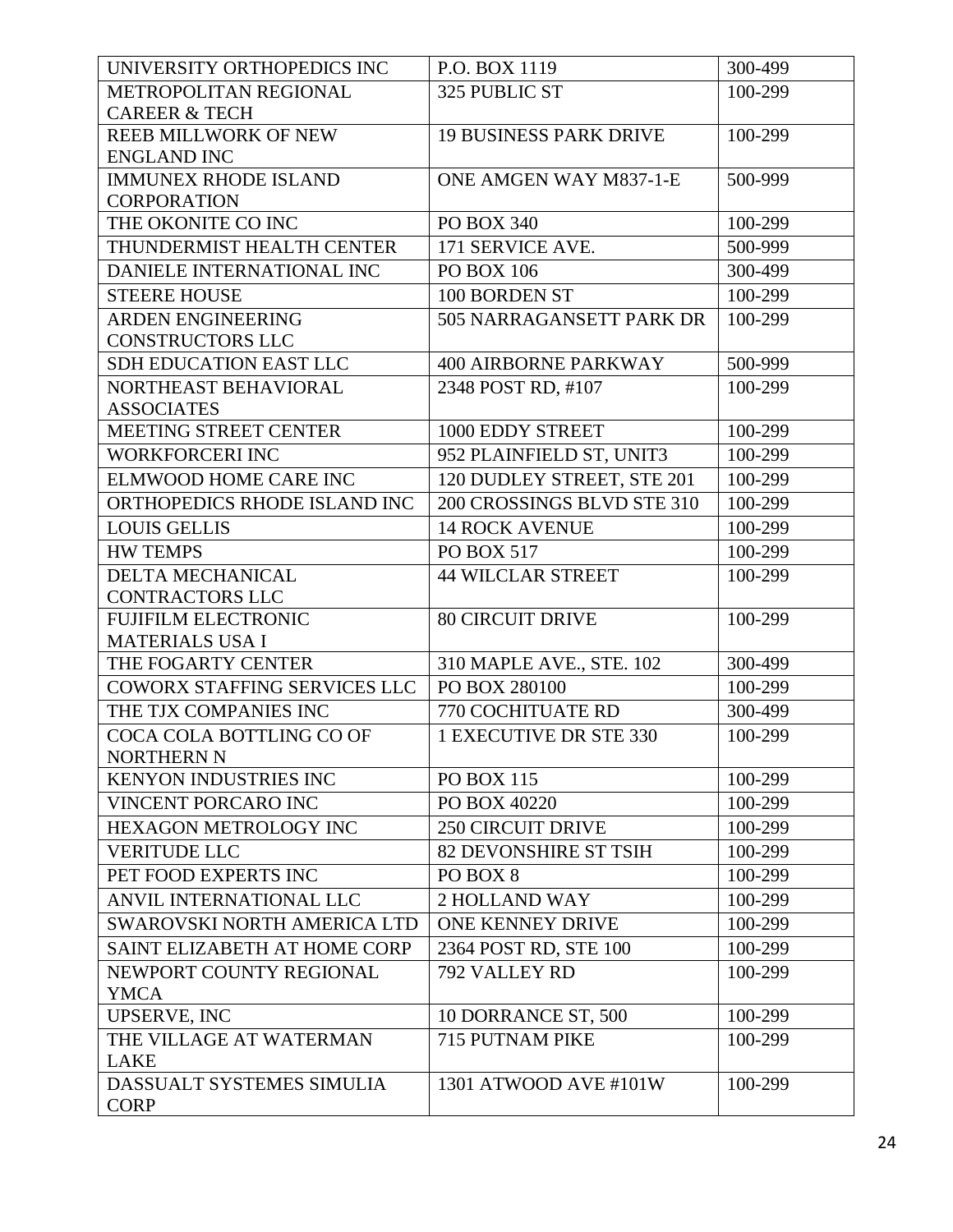| | | |
|---|---|---|
| UNIVERSITY ORTHOPEDICS INC | P.O. BOX 1119 | 300-499 |
| METROPOLITAN REGIONAL CAREER & TECH | 325 PUBLIC ST | 100-299 |
| REEB MILLWORK OF NEW ENGLAND INC | 19 BUSINESS PARK DRIVE | 100-299 |
| IMMUNEX RHODE ISLAND CORPORATION | ONE AMGEN WAY M837-1-E | 500-999 |
| THE OKONITE CO INC | PO BOX 340 | 100-299 |
| THUNDERMIST HEALTH CENTER | 171 SERVICE AVE. | 500-999 |
| DANIELE INTERNATIONAL INC | PO BOX 106 | 300-499 |
| STEERE HOUSE | 100 BORDEN ST | 100-299 |
| ARDEN ENGINEERING CONSTRUCTORS LLC | 505 NARRAGANSETT PARK DR | 100-299 |
| SDH EDUCATION EAST LLC | 400 AIRBORNE PARKWAY | 500-999 |
| NORTHEAST BEHAVIORAL ASSOCIATES | 2348 POST RD, #107 | 100-299 |
| MEETING STREET CENTER | 1000 EDDY STREET | 100-299 |
| WORKFORCERI INC | 952 PLAINFIELD ST, UNIT3 | 100-299 |
| ELMWOOD HOME CARE INC | 120 DUDLEY STREET, STE 201 | 100-299 |
| ORTHOPEDICS RHODE ISLAND INC | 200 CROSSINGS BLVD STE 310 | 100-299 |
| LOUIS GELLIS | 14 ROCK AVENUE | 100-299 |
| HW TEMPS | PO BOX 517 | 100-299 |
| DELTA MECHANICAL CONTRACTORS LLC | 44 WILCLAR STREET | 100-299 |
| FUJIFILM ELECTRONIC MATERIALS USA I | 80 CIRCUIT DRIVE | 100-299 |
| THE FOGARTY CENTER | 310 MAPLE AVE., STE. 102 | 300-499 |
| COWORX STAFFING SERVICES LLC | PO BOX 280100 | 100-299 |
| THE TJX COMPANIES INC | 770 COCHITUATE RD | 300-499 |
| COCA COLA BOTTLING CO OF NORTHERN N | 1 EXECUTIVE DR STE 330 | 100-299 |
| KENYON INDUSTRIES INC | PO BOX 115 | 100-299 |
| VINCENT PORCARO INC | PO BOX 40220 | 100-299 |
| HEXAGON METROLOGY INC | 250 CIRCUIT DRIVE | 100-299 |
| VERITUDE LLC | 82 DEVONSHIRE ST TSIH | 100-299 |
| PET FOOD EXPERTS INC | PO BOX 8 | 100-299 |
| ANVIL INTERNATIONAL LLC | 2 HOLLAND WAY | 100-299 |
| SWAROVSKI NORTH AMERICA LTD | ONE KENNEY DRIVE | 100-299 |
| SAINT ELIZABETH AT HOME CORP | 2364 POST RD, STE 100 | 100-299 |
| NEWPORT COUNTY REGIONAL YMCA | 792 VALLEY RD | 100-299 |
| UPSERVE, INC | 10 DORRANCE ST, 500 | 100-299 |
| THE VILLAGE AT WATERMAN LAKE | 715 PUTNAM PIKE | 100-299 |
| DASSUALT SYSTEMES SIMULIA CORP | 1301 ATWOOD AVE #101W | 100-299 |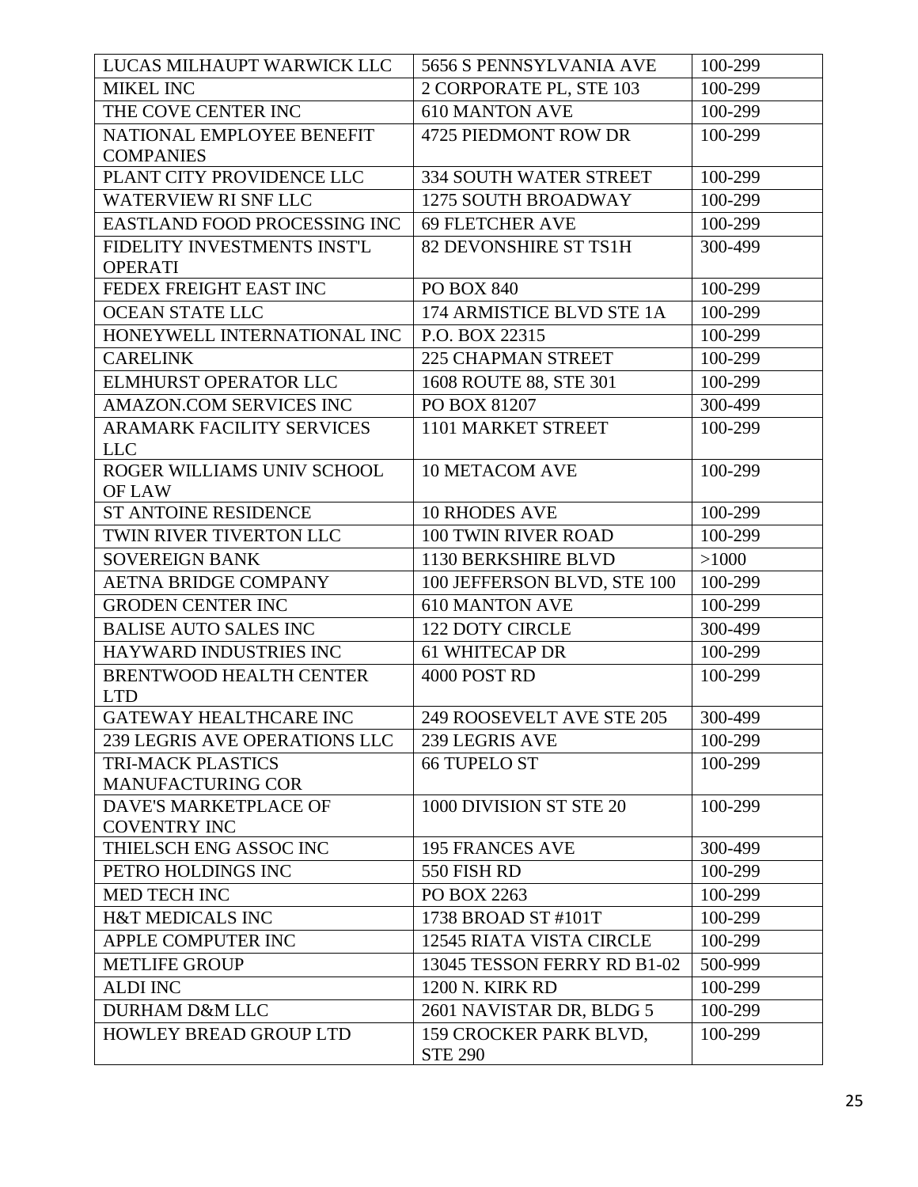| | | |
|---|---|---|
| LUCAS MILHAUPT WARWICK LLC | 5656 S PENNSYLVANIA AVE | 100-299 |
| MIKEL INC | 2 CORPORATE PL, STE 103 | 100-299 |
| THE COVE CENTER INC | 610 MANTON AVE | 100-299 |
| NATIONAL EMPLOYEE BENEFIT COMPANIES | 4725 PIEDMONT ROW DR | 100-299 |
| PLANT CITY PROVIDENCE LLC | 334 SOUTH WATER STREET | 100-299 |
| WATERVIEW RI SNF LLC | 1275 SOUTH BROADWAY | 100-299 |
| EASTLAND FOOD PROCESSING INC | 69 FLETCHER AVE | 100-299 |
| FIDELITY INVESTMENTS INST'L OPERATI | 82 DEVONSHIRE ST TS1H | 300-499 |
| FEDEX FREIGHT EAST INC | PO BOX 840 | 100-299 |
| OCEAN STATE LLC | 174 ARMISTICE BLVD STE 1A | 100-299 |
| HONEYWELL INTERNATIONAL INC | P.O. BOX 22315 | 100-299 |
| CARELINK | 225 CHAPMAN STREET | 100-299 |
| ELMHURST OPERATOR LLC | 1608 ROUTE 88, STE 301 | 100-299 |
| AMAZON.COM SERVICES INC | PO BOX 81207 | 300-499 |
| ARAMARK FACILITY SERVICES LLC | 1101 MARKET STREET | 100-299 |
| ROGER WILLIAMS UNIV SCHOOL OF LAW | 10 METACOM AVE | 100-299 |
| ST ANTOINE RESIDENCE | 10 RHODES AVE | 100-299 |
| TWIN RIVER TIVERTON LLC | 100 TWIN RIVER ROAD | 100-299 |
| SOVEREIGN BANK | 1130 BERKSHIRE BLVD | >1000 |
| AETNA BRIDGE COMPANY | 100 JEFFERSON BLVD, STE 100 | 100-299 |
| GRODEN CENTER INC | 610 MANTON AVE | 100-299 |
| BALISE AUTO SALES INC | 122 DOTY CIRCLE | 300-499 |
| HAYWARD INDUSTRIES INC | 61 WHITECAP DR | 100-299 |
| BRENTWOOD HEALTH CENTER LTD | 4000 POST RD | 100-299 |
| GATEWAY HEALTHCARE INC | 249 ROOSEVELT AVE STE 205 | 300-499 |
| 239 LEGRIS AVE OPERATIONS LLC | 239 LEGRIS AVE | 100-299 |
| TRI-MACK PLASTICS MANUFACTURING COR | 66 TUPELO ST | 100-299 |
| DAVE'S MARKETPLACE OF COVENTRY INC | 1000 DIVISION ST STE 20 | 100-299 |
| THIELSCH ENG ASSOC INC | 195 FRANCES AVE | 300-499 |
| PETRO HOLDINGS INC | 550 FISH RD | 100-299 |
| MED TECH INC | PO BOX 2263 | 100-299 |
| H&T MEDICALS INC | 1738 BROAD ST #101T | 100-299 |
| APPLE COMPUTER INC | 12545 RIATA VISTA CIRCLE | 100-299 |
| METLIFE GROUP | 13045 TESSON FERRY RD B1-02 | 500-999 |
| ALDI INC | 1200 N. KIRK RD | 100-299 |
| DURHAM D&M LLC | 2601 NAVISTAR DR, BLDG 5 | 100-299 |
| HOWLEY BREAD GROUP LTD | 159 CROCKER PARK BLVD, STE 290 | 100-299 |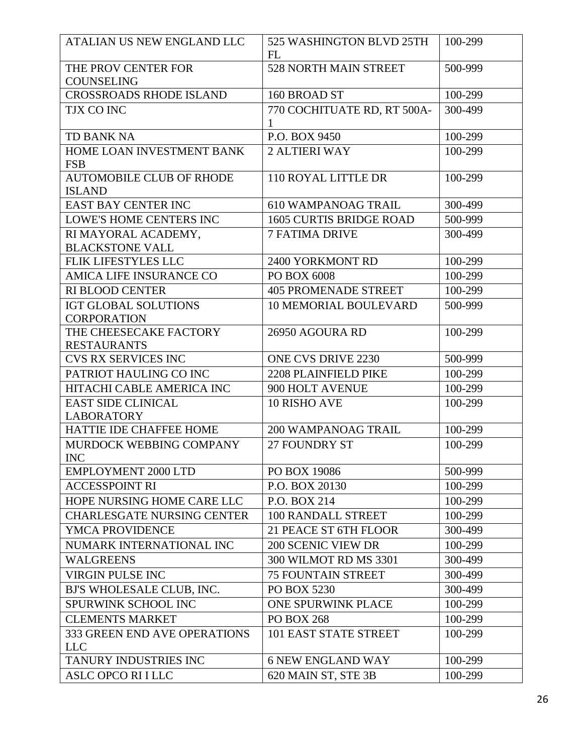| | | |
|---|---|---|
| ATALIAN US NEW ENGLAND LLC | 525 WASHINGTON BLVD 25TH FL | 100-299 |
| THE PROV CENTER FOR COUNSELING | 528 NORTH MAIN STREET | 500-999 |
| CROSSROADS RHODE ISLAND | 160 BROAD ST | 100-299 |
| TJX CO INC | 770 COCHITUATE RD, RT 500A-1 | 300-499 |
| TD BANK NA | P.O. BOX 9450 | 100-299 |
| HOME LOAN INVESTMENT BANK FSB | 2 ALTIERI WAY | 100-299 |
| AUTOMOBILE CLUB OF RHODE ISLAND | 110 ROYAL LITTLE DR | 100-299 |
| EAST BAY CENTER INC | 610 WAMPANOAG TRAIL | 300-499 |
| LOWE'S HOME CENTERS INC | 1605 CURTIS BRIDGE ROAD | 500-999 |
| RI MAYORAL ACADEMY, BLACKSTONE VALL | 7 FATIMA DRIVE | 300-499 |
| FLIK LIFESTYLES LLC | 2400 YORKMONT RD | 100-299 |
| AMICA LIFE INSURANCE CO | PO BOX 6008 | 100-299 |
| RI BLOOD CENTER | 405 PROMENADE STREET | 100-299 |
| IGT GLOBAL SOLUTIONS CORPORATION | 10 MEMORIAL BOULEVARD | 500-999 |
| THE CHEESECAKE FACTORY RESTAURANTS | 26950 AGOURA RD | 100-299 |
| CVS RX SERVICES INC | ONE CVS DRIVE 2230 | 500-999 |
| PATRIOT HAULING CO INC | 2208 PLAINFIELD PIKE | 100-299 |
| HITACHI CABLE AMERICA INC | 900 HOLT AVENUE | 100-299 |
| EAST SIDE CLINICAL LABORATORY | 10 RISHO AVE | 100-299 |
| HATTIE IDE CHAFFEE HOME | 200 WAMPANOAG TRAIL | 100-299 |
| MURDOCK WEBBING COMPANY INC | 27 FOUNDRY ST | 100-299 |
| EMPLOYMENT 2000 LTD | PO BOX 19086 | 500-999 |
| ACCESSPOINT RI | P.O. BOX 20130 | 100-299 |
| HOPE NURSING HOME CARE LLC | P.O. BOX 214 | 100-299 |
| CHARLESGATE NURSING CENTER | 100 RANDALL STREET | 100-299 |
| YMCA PROVIDENCE | 21 PEACE ST 6TH FLOOR | 300-499 |
| NUMARK INTERNATIONAL INC | 200 SCENIC VIEW DR | 100-299 |
| WALGREENS | 300 WILMOT RD MS 3301 | 300-499 |
| VIRGIN PULSE INC | 75 FOUNTAIN STREET | 300-499 |
| BJ'S WHOLESALE CLUB, INC. | PO BOX 5230 | 300-499 |
| SPURWINK SCHOOL INC | ONE SPURWINK PLACE | 100-299 |
| CLEMENTS MARKET | PO BOX 268 | 100-299 |
| 333 GREEN END AVE OPERATIONS LLC | 101 EAST STATE STREET | 100-299 |
| TANURY INDUSTRIES INC | 6 NEW ENGLAND WAY | 100-299 |
| ASLC OPCO RI I LLC | 620 MAIN ST, STE 3B | 100-299 |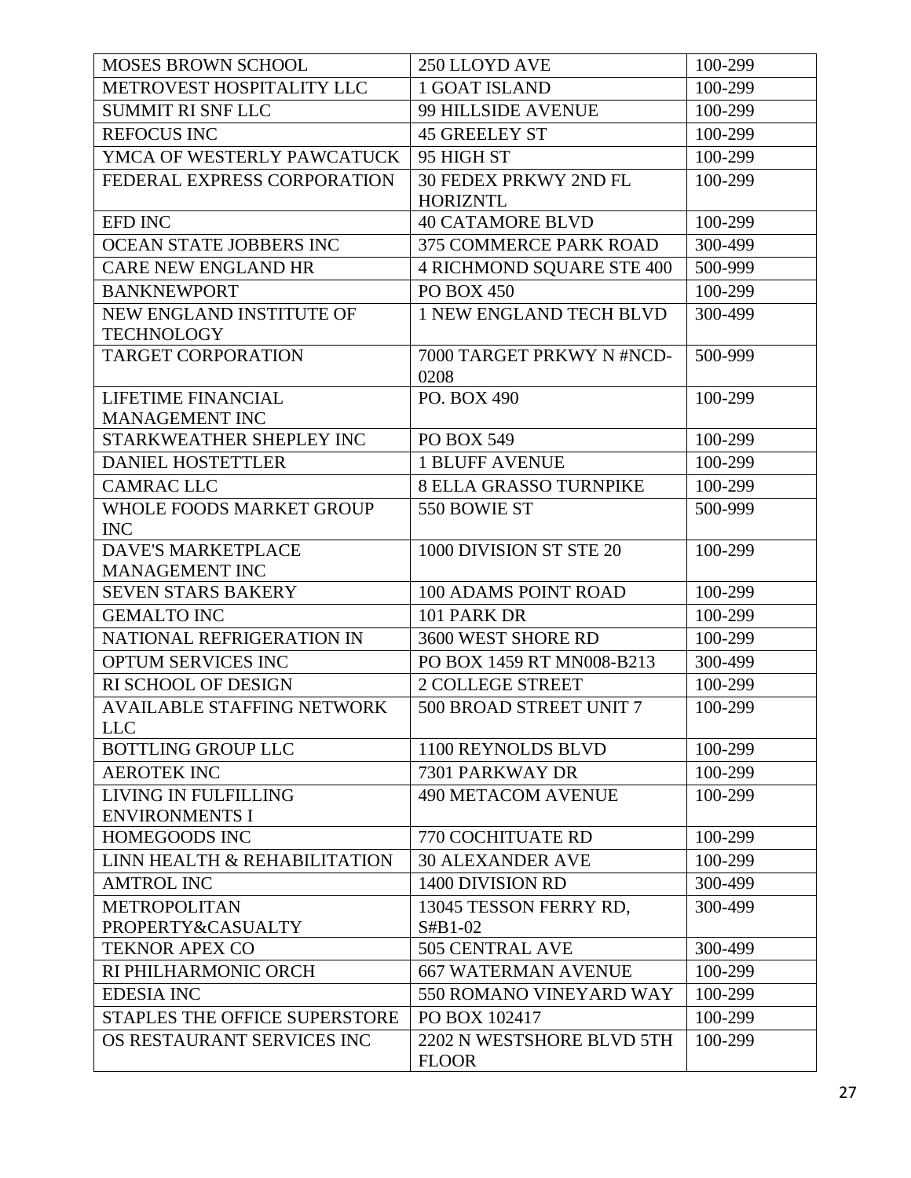| MOSES BROWN SCHOOL | 250 LLOYD AVE | 100-299 |
|---|---|---|
| METROVEST HOSPITALITY LLC | 1 GOAT ISLAND | 100-299 |
| SUMMIT RI SNF LLC | 99 HILLSIDE AVENUE | 100-299 |
| REFOCUS INC | 45 GREELEY ST | 100-299 |
| YMCA OF WESTERLY PAWCATUCK | 95 HIGH ST | 100-299 |
| FEDERAL EXPRESS CORPORATION | 30 FEDEX PRKWY 2ND FL HORIZNTL | 100-299 |
| EFD INC | 40 CATAMORE BLVD | 100-299 |
| OCEAN STATE JOBBERS INC | 375 COMMERCE PARK ROAD | 300-499 |
| CARE NEW ENGLAND HR | 4 RICHMOND SQUARE STE 400 | 500-999 |
| BANKNEWPORT | PO BOX 450 | 100-299 |
| NEW ENGLAND INSTITUTE OF TECHNOLOGY | 1 NEW ENGLAND TECH BLVD | 300-499 |
| TARGET CORPORATION | 7000 TARGET PRKWY N #NCD-0208 | 500-999 |
| LIFETIME FINANCIAL MANAGEMENT INC | PO. BOX 490 | 100-299 |
| STARKWEATHER SHEPLEY INC | PO BOX 549 | 100-299 |
| DANIEL HOSTETTLER | 1 BLUFF AVENUE | 100-299 |
| CAMRAC LLC | 8 ELLA GRASSO TURNPIKE | 100-299 |
| WHOLE FOODS MARKET GROUP INC | 550 BOWIE ST | 500-999 |
| DAVE'S MARKETPLACE MANAGEMENT INC | 1000 DIVISION ST STE 20 | 100-299 |
| SEVEN STARS BAKERY | 100 ADAMS POINT ROAD | 100-299 |
| GEMALTO INC | 101 PARK DR | 100-299 |
| NATIONAL REFRIGERATION IN | 3600 WEST SHORE RD | 100-299 |
| OPTUM SERVICES INC | PO BOX 1459 RT MN008-B213 | 300-499 |
| RI SCHOOL OF DESIGN | 2 COLLEGE STREET | 100-299 |
| AVAILABLE STAFFING NETWORK LLC | 500 BROAD STREET UNIT 7 | 100-299 |
| BOTTLING GROUP LLC | 1100 REYNOLDS BLVD | 100-299 |
| AEROTEK INC | 7301 PARKWAY DR | 100-299 |
| LIVING IN FULFILLING ENVIRONMENTS I | 490 METACOM AVENUE | 100-299 |
| HOMEGOODS INC | 770 COCHITUATE RD | 100-299 |
| LINN HEALTH & REHABILITATION | 30 ALEXANDER AVE | 100-299 |
| AMTROL INC | 1400 DIVISION RD | 300-499 |
| METROPOLITAN PROPERTY&CASUALTY | 13045 TESSON FERRY RD, S#B1-02 | 300-499 |
| TEKNOR APEX CO | 505 CENTRAL AVE | 300-499 |
| RI PHILHARMONIC ORCH | 667 WATERMAN AVENUE | 100-299 |
| EDESIA INC | 550 ROMANO VINEYARD WAY | 100-299 |
| STAPLES THE OFFICE SUPERSTORE | PO BOX 102417 | 100-299 |
| OS RESTAURANT SERVICES INC | 2202 N WESTSHORE BLVD 5TH FLOOR | 100-299 |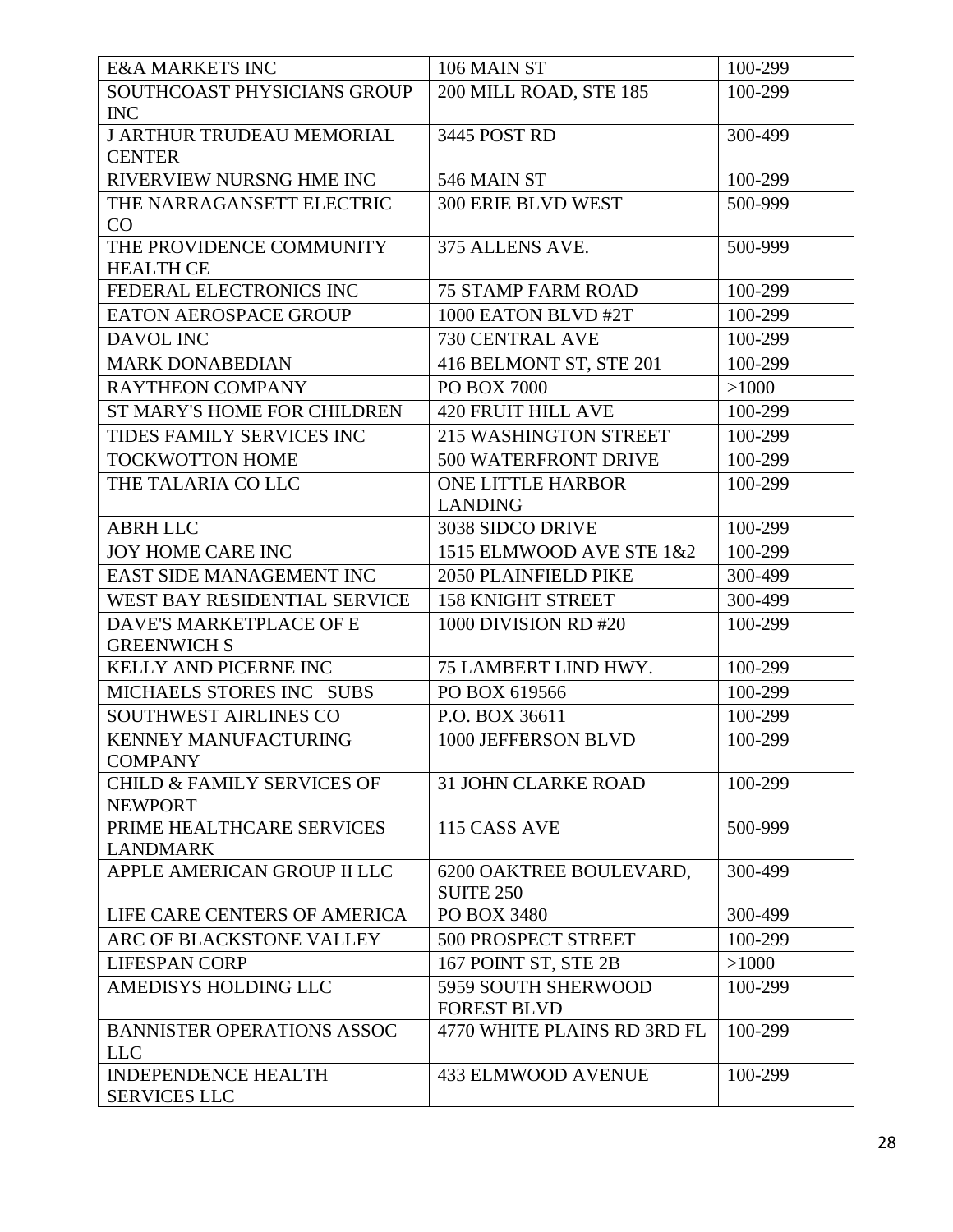| E&A MARKETS INC | 106 MAIN ST | 100-299 |
|---|---|---|
| SOUTHCOAST PHYSICIANS GROUP INC | 200 MILL ROAD, STE 185 | 100-299 |
| J ARTHUR TRUDEAU MEMORIAL CENTER | 3445 POST RD | 300-499 |
| RIVERVIEW NURSNG HME INC | 546 MAIN ST | 100-299 |
| THE NARRAGANSETT ELECTRIC CO | 300 ERIE BLVD WEST | 500-999 |
| THE PROVIDENCE COMMUNITY HEALTH CE | 375 ALLENS AVE. | 500-999 |
| FEDERAL ELECTRONICS INC | 75 STAMP FARM ROAD | 100-299 |
| EATON AEROSPACE GROUP | 1000 EATON BLVD #2T | 100-299 |
| DAVOL INC | 730 CENTRAL AVE | 100-299 |
| MARK DONABEDIAN | 416 BELMONT ST, STE 201 | 100-299 |
| RAYTHEON COMPANY | PO BOX 7000 | >1000 |
| ST MARY'S HOME FOR CHILDREN | 420 FRUIT HILL AVE | 100-299 |
| TIDES FAMILY SERVICES INC | 215 WASHINGTON STREET | 100-299 |
| TOCKWOTTON HOME | 500 WATERFRONT DRIVE | 100-299 |
| THE TALARIA CO LLC | ONE LITTLE HARBOR LANDING | 100-299 |
| ABRH LLC | 3038 SIDCO DRIVE | 100-299 |
| JOY HOME CARE INC | 1515 ELMWOOD AVE STE 1&2 | 100-299 |
| EAST SIDE MANAGEMENT INC | 2050 PLAINFIELD PIKE | 300-499 |
| WEST BAY RESIDENTIAL SERVICE | 158 KNIGHT STREET | 300-499 |
| DAVE'S MARKETPLACE OF E GREENWICH S | 1000 DIVISION RD #20 | 100-299 |
| KELLY AND PICERNE INC | 75 LAMBERT LIND HWY. | 100-299 |
| MICHAELS STORES INC SUBS | PO BOX 619566 | 100-299 |
| SOUTHWEST AIRLINES CO | P.O. BOX 36611 | 100-299 |
| KENNEY MANUFACTURING COMPANY | 1000 JEFFERSON BLVD | 100-299 |
| CHILD & FAMILY SERVICES OF NEWPORT | 31 JOHN CLARKE ROAD | 100-299 |
| PRIME HEALTHCARE SERVICES LANDMARK | 115 CASS AVE | 500-999 |
| APPLE AMERICAN GROUP II LLC | 6200 OAKTREE BOULEVARD, SUITE 250 | 300-499 |
| LIFE CARE CENTERS OF AMERICA | PO BOX 3480 | 300-499 |
| ARC OF BLACKSTONE VALLEY | 500 PROSPECT STREET | 100-299 |
| LIFESPAN CORP | 167 POINT ST, STE 2B | >1000 |
| AMEDISYS HOLDING LLC | 5959 SOUTH SHERWOOD FOREST BLVD | 100-299 |
| BANNISTER OPERATIONS ASSOC LLC | 4770 WHITE PLAINS RD 3RD FL | 100-299 |
| INDEPENDENCE HEALTH SERVICES LLC | 433 ELMWOOD AVENUE | 100-299 |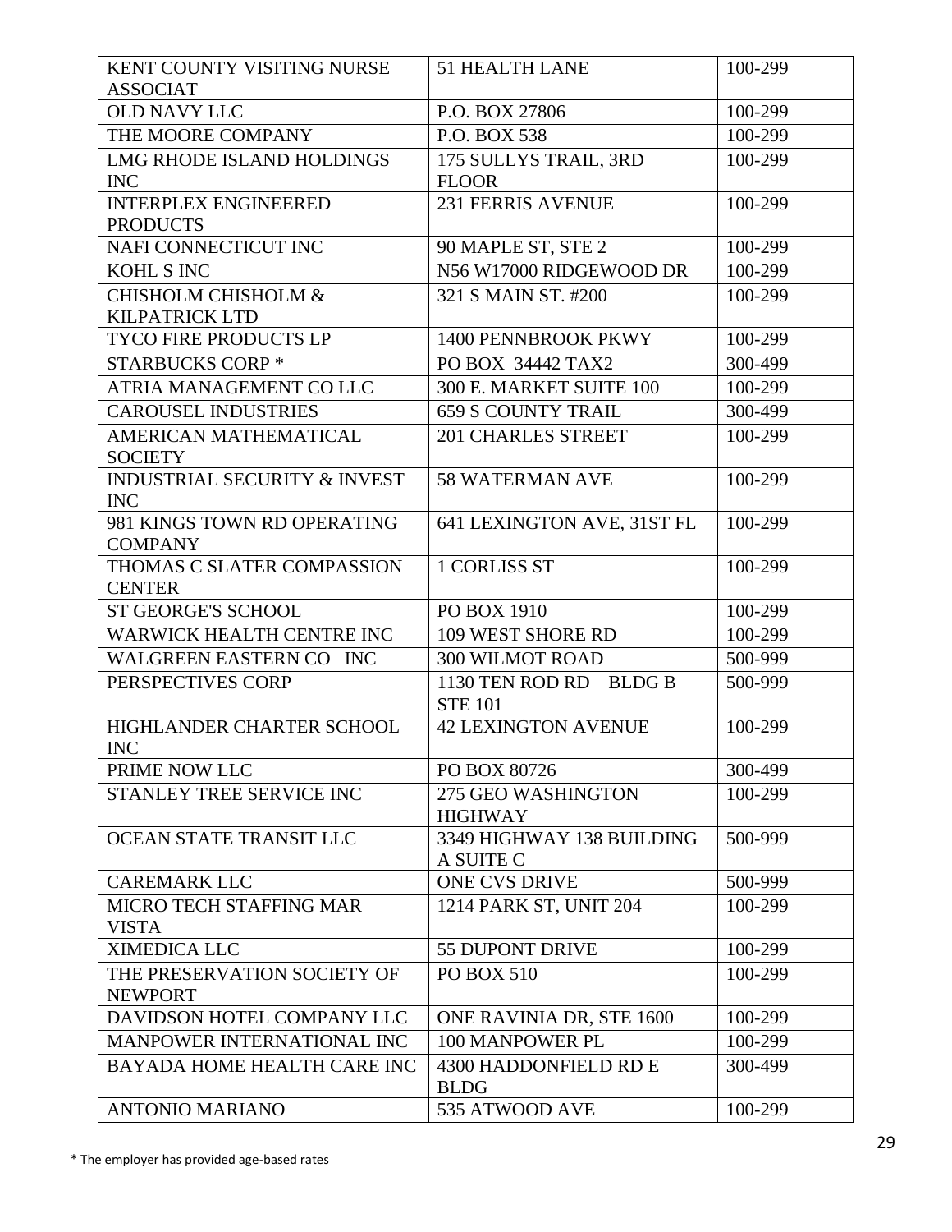| KENT COUNTY VISITING NURSE ASSOCIAT | 51 HEALTH LANE | 100-299 |
|---|---|---|
| OLD NAVY LLC | P.O. BOX 27806 | 100-299 |
| THE MOORE COMPANY | P.O. BOX 538 | 100-299 |
| LMG RHODE ISLAND HOLDINGS INC | 175 SULLYS TRAIL, 3RD FLOOR | 100-299 |
| INTERPLEX ENGINEERED PRODUCTS | 231 FERRIS AVENUE | 100-299 |
| NAFI CONNECTICUT INC | 90 MAPLE ST, STE 2 | 100-299 |
| KOHL S INC | N56 W17000 RIDGEWOOD DR | 100-299 |
| CHISHOLM CHISHOLM & KILPATRICK LTD | 321 S MAIN ST. #200 | 100-299 |
| TYCO FIRE PRODUCTS LP | 1400 PENNBROOK PKWY | 100-299 |
| STARBUCKS CORP * | PO BOX 34442 TAX2 | 300-499 |
| ATRIA MANAGEMENT CO LLC | 300 E. MARKET SUITE 100 | 100-299 |
| CAROUSEL INDUSTRIES | 659 S COUNTY TRAIL | 300-499 |
| AMERICAN MATHEMATICAL SOCIETY | 201 CHARLES STREET | 100-299 |
| INDUSTRIAL SECURITY & INVEST INC | 58 WATERMAN AVE | 100-299 |
| 981 KINGS TOWN RD OPERATING COMPANY | 641 LEXINGTON AVE, 31ST FL | 100-299 |
| THOMAS C SLATER COMPASSION CENTER | 1 CORLISS ST | 100-299 |
| ST GEORGE'S SCHOOL | PO BOX 1910 | 100-299 |
| WARWICK HEALTH CENTRE INC | 109 WEST SHORE RD | 100-299 |
| WALGREEN EASTERN CO INC | 300 WILMOT ROAD | 500-999 |
| PERSPECTIVES CORP | 1130 TEN ROD RD BLDG B STE 101 | 500-999 |
| HIGHLANDER CHARTER SCHOOL INC | 42 LEXINGTON AVENUE | 100-299 |
| PRIME NOW LLC | PO BOX 80726 | 300-499 |
| STANLEY TREE SERVICE INC | 275 GEO WASHINGTON HIGHWAY | 100-299 |
| OCEAN STATE TRANSIT LLC | 3349 HIGHWAY 138 BUILDING A SUITE C | 500-999 |
| CAREMARK LLC | ONE CVS DRIVE | 500-999 |
| MICRO TECH STAFFING MAR VISTA | 1214 PARK ST, UNIT 204 | 100-299 |
| XIMEDICA LLC | 55 DUPONT DRIVE | 100-299 |
| THE PRESERVATION SOCIETY OF NEWPORT | PO BOX 510 | 100-299 |
| DAVIDSON HOTEL COMPANY LLC | ONE RAVINIA DR, STE 1600 | 100-299 |
| MANPOWER INTERNATIONAL INC | 100 MANPOWER PL | 100-299 |
| BAYADA HOME HEALTH CARE INC | 4300 HADDONFIELD RD E BLDG | 300-499 |
| ANTONIO MARIANO | 535 ATWOOD AVE | 100-299 |

* The employer has provided age-based rates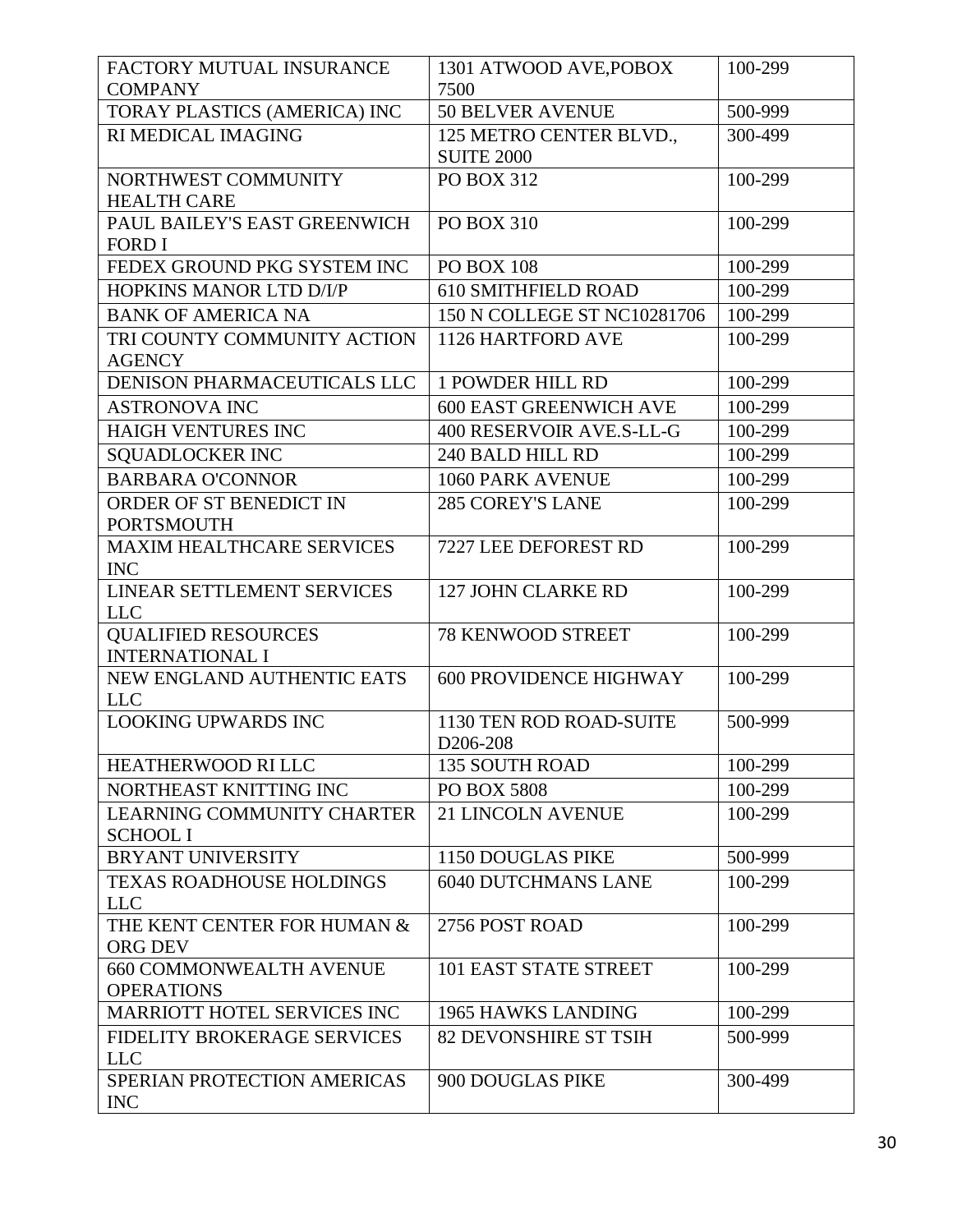| FACTORY MUTUAL INSURANCE COMPANY | 1301 ATWOOD AVE,POBOX 7500 | 100-299 |
|---|---|---|
| TORAY PLASTICS (AMERICA) INC | 50 BELVER AVENUE | 500-999 |
| RI MEDICAL IMAGING | 125 METRO CENTER BLVD., SUITE 2000 | 300-499 |
| NORTHWEST COMMUNITY HEALTH CARE | PO BOX 312 | 100-299 |
| PAUL BAILEY'S EAST GREENWICH FORD I | PO BOX 310 | 100-299 |
| FEDEX GROUND PKG SYSTEM INC | PO BOX 108 | 100-299 |
| HOPKINS MANOR LTD D/I/P | 610 SMITHFIELD ROAD | 100-299 |
| BANK OF AMERICA NA | 150 N COLLEGE ST NC10281706 | 100-299 |
| TRI COUNTY COMMUNITY ACTION AGENCY | 1126 HARTFORD AVE | 100-299 |
| DENISON PHARMACEUTICALS LLC | 1 POWDER HILL RD | 100-299 |
| ASTRONOVA INC | 600 EAST GREENWICH AVE | 100-299 |
| HAIGH VENTURES INC | 400 RESERVOIR AVE.S-LL-G | 100-299 |
| SQUADLOCKER INC | 240 BALD HILL RD | 100-299 |
| BARBARA O'CONNOR | 1060 PARK AVENUE | 100-299 |
| ORDER OF ST BENEDICT IN PORTSMOUTH | 285 COREY'S LANE | 100-299 |
| MAXIM HEALTHCARE SERVICES INC | 7227 LEE DEFOREST RD | 100-299 |
| LINEAR SETTLEMENT SERVICES LLC | 127 JOHN CLARKE RD | 100-299 |
| QUALIFIED RESOURCES INTERNATIONAL I | 78 KENWOOD STREET | 100-299 |
| NEW ENGLAND AUTHENTIC EATS LLC | 600 PROVIDENCE HIGHWAY | 100-299 |
| LOOKING UPWARDS INC | 1130 TEN ROD ROAD-SUITE D206-208 | 500-999 |
| HEATHERWOOD RI LLC | 135 SOUTH ROAD | 100-299 |
| NORTHEAST KNITTING INC | PO BOX 5808 | 100-299 |
| LEARNING COMMUNITY CHARTER SCHOOL I | 21 LINCOLN AVENUE | 100-299 |
| BRYANT UNIVERSITY | 1150 DOUGLAS PIKE | 500-999 |
| TEXAS ROADHOUSE HOLDINGS LLC | 6040 DUTCHMANS LANE | 100-299 |
| THE KENT CENTER FOR HUMAN & ORG DEV | 2756 POST ROAD | 100-299 |
| 660 COMMONWEALTH AVENUE OPERATIONS | 101 EAST STATE STREET | 100-299 |
| MARRIOTT HOTEL SERVICES INC | 1965 HAWKS LANDING | 100-299 |
| FIDELITY BROKERAGE SERVICES LLC | 82 DEVONSHIRE ST TSIH | 500-999 |
| SPERIAN PROTECTION AMERICAS INC | 900 DOUGLAS PIKE | 300-499 |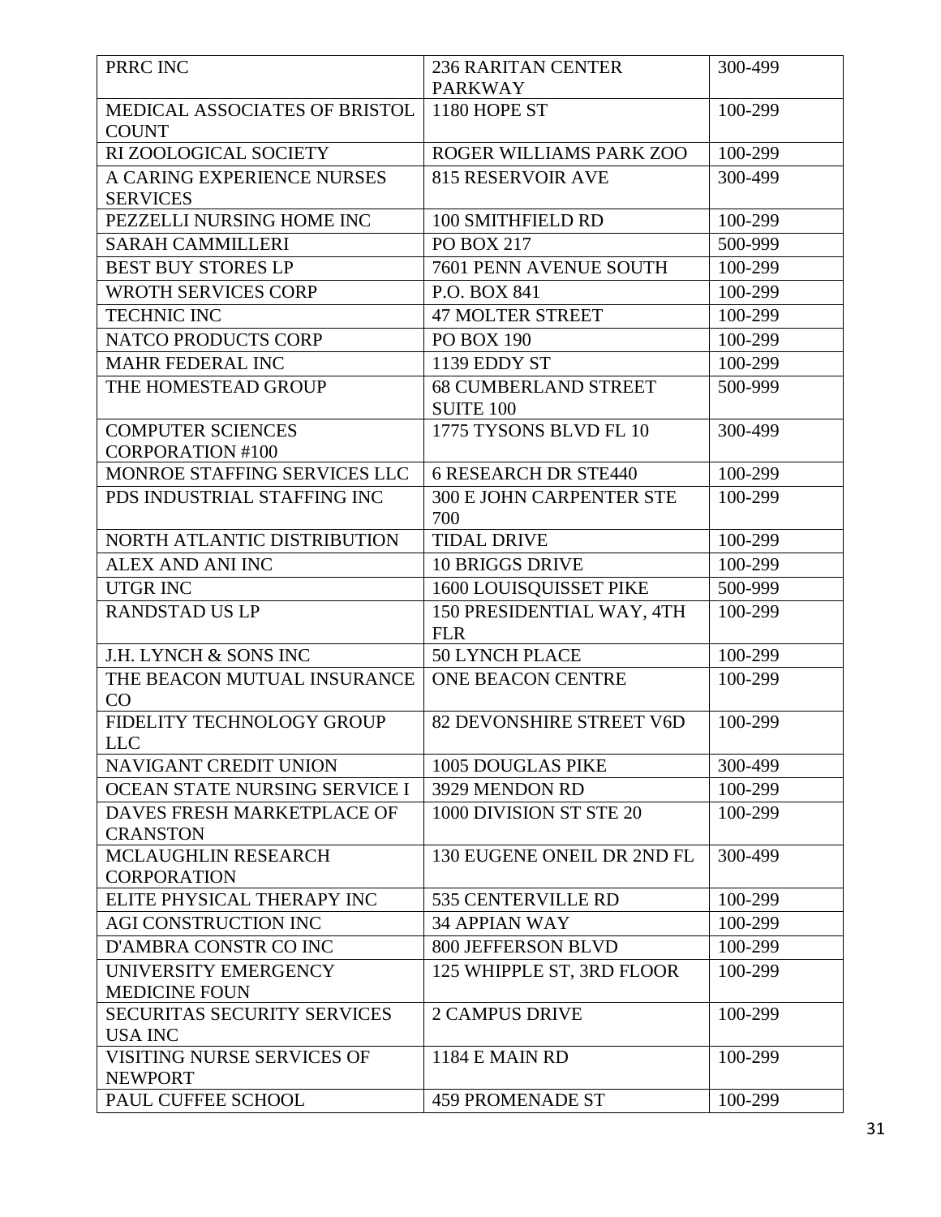| PRRC INC | 236 RARITAN CENTER PARKWAY | 300-499 |
|---|---|---|
| MEDICAL ASSOCIATES OF BRISTOL COUNT | 1180 HOPE ST | 100-299 |
| RI ZOOLOGICAL SOCIETY | ROGER WILLIAMS PARK ZOO | 100-299 |
| A CARING EXPERIENCE NURSES SERVICES | 815 RESERVOIR AVE | 300-499 |
| PEZZELLI NURSING HOME INC | 100 SMITHFIELD RD | 100-299 |
| SARAH CAMMILLERI | PO BOX 217 | 500-999 |
| BEST BUY STORES LP | 7601 PENN AVENUE SOUTH | 100-299 |
| WROTH SERVICES CORP | P.O. BOX 841 | 100-299 |
| TECHNIC INC | 47 MOLTER STREET | 100-299 |
| NATCO PRODUCTS CORP | PO BOX 190 | 100-299 |
| MAHR FEDERAL INC | 1139 EDDY ST | 100-299 |
| THE HOMESTEAD GROUP | 68 CUMBERLAND STREET SUITE 100 | 500-999 |
| COMPUTER SCIENCES CORPORATION #100 | 1775 TYSONS BLVD FL 10 | 300-499 |
| MONROE STAFFING SERVICES LLC | 6 RESEARCH DR STE440 | 100-299 |
| PDS INDUSTRIAL STAFFING INC | 300 E JOHN CARPENTER STE 700 | 100-299 |
| NORTH ATLANTIC DISTRIBUTION | TIDAL DRIVE | 100-299 |
| ALEX AND ANI INC | 10 BRIGGS DRIVE | 100-299 |
| UTGR INC | 1600 LOUISQUISSET PIKE | 500-999 |
| RANDSTAD US LP | 150 PRESIDENTIAL WAY, 4TH FLR | 100-299 |
| J.H. LYNCH & SONS INC | 50 LYNCH PLACE | 100-299 |
| THE BEACON MUTUAL INSURANCE CO | ONE BEACON CENTRE | 100-299 |
| FIDELITY TECHNOLOGY GROUP LLC | 82 DEVONSHIRE STREET V6D | 100-299 |
| NAVIGANT CREDIT UNION | 1005 DOUGLAS PIKE | 300-499 |
| OCEAN STATE NURSING SERVICE I | 3929 MENDON RD | 100-299 |
| DAVES FRESH MARKETPLACE OF CRANSTON | 1000 DIVISION ST STE 20 | 100-299 |
| MCLAUGHLIN RESEARCH CORPORATION | 130 EUGENE ONEIL DR 2ND FL | 300-499 |
| ELITE PHYSICAL THERAPY INC | 535 CENTERVILLE RD | 100-299 |
| AGI CONSTRUCTION INC | 34 APPIAN WAY | 100-299 |
| D'AMBRA CONSTR CO INC | 800 JEFFERSON BLVD | 100-299 |
| UNIVERSITY EMERGENCY MEDICINE FOUN | 125 WHIPPLE ST, 3RD FLOOR | 100-299 |
| SECURITAS SECURITY SERVICES USA INC | 2 CAMPUS DRIVE | 100-299 |
| VISITING NURSE SERVICES OF NEWPORT | 1184 E MAIN RD | 100-299 |
| PAUL CUFFEE SCHOOL | 459 PROMENADE ST | 100-299 |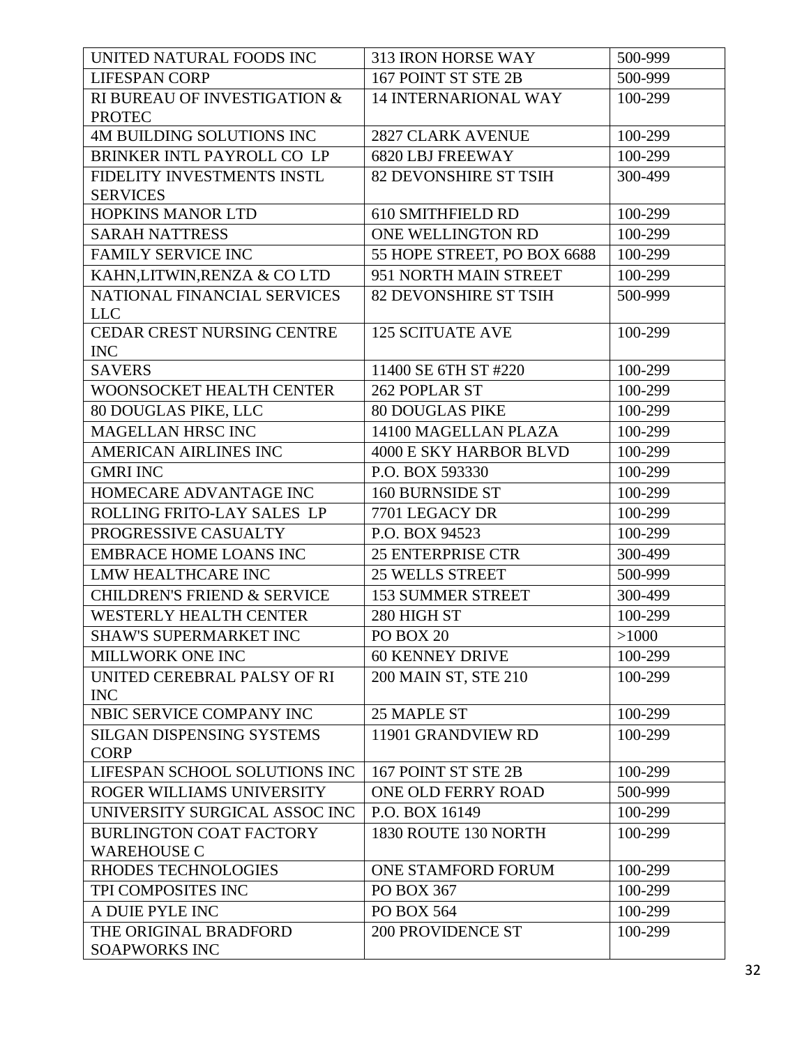| UNITED NATURAL FOODS INC | 313 IRON HORSE WAY | 500-999 |
|---|---|---|
| LIFESPAN CORP | 167 POINT ST STE 2B | 500-999 |
| RI BUREAU OF INVESTIGATION & PROTEC | 14 INTERNARIONAL WAY | 100-299 |
| 4M BUILDING SOLUTIONS INC | 2827 CLARK AVENUE | 100-299 |
| BRINKER INTL PAYROLL CO LP | 6820 LBJ FREEWAY | 100-299 |
| FIDELITY INVESTMENTS INSTL SERVICES | 82 DEVONSHIRE ST TSIH | 300-499 |
| HOPKINS MANOR LTD | 610 SMITHFIELD RD | 100-299 |
| SARAH NATTRESS | ONE WELLINGTON RD | 100-299 |
| FAMILY SERVICE INC | 55 HOPE STREET, PO BOX 6688 | 100-299 |
| KAHN,LITWIN,RENZA & CO LTD | 951 NORTH MAIN STREET | 100-299 |
| NATIONAL FINANCIAL SERVICES LLC | 82 DEVONSHIRE ST TSIH | 500-999 |
| CEDAR CREST NURSING CENTRE INC | 125 SCITUATE AVE | 100-299 |
| SAVERS | 11400 SE 6TH ST #220 | 100-299 |
| WOONSOCKET HEALTH CENTER | 262 POPLAR ST | 100-299 |
| 80 DOUGLAS PIKE, LLC | 80 DOUGLAS PIKE | 100-299 |
| MAGELLAN HRSC INC | 14100 MAGELLAN PLAZA | 100-299 |
| AMERICAN AIRLINES INC | 4000 E SKY HARBOR BLVD | 100-299 |
| GMRI INC | P.O. BOX 593330 | 100-299 |
| HOMECARE ADVANTAGE INC | 160 BURNSIDE ST | 100-299 |
| ROLLING FRITO-LAY SALES LP | 7701 LEGACY DR | 100-299 |
| PROGRESSIVE CASUALTY | P.O. BOX 94523 | 100-299 |
| EMBRACE HOME LOANS INC | 25 ENTERPRISE CTR | 300-499 |
| LMW HEALTHCARE INC | 25 WELLS STREET | 500-999 |
| CHILDREN'S FRIEND & SERVICE | 153 SUMMER STREET | 300-499 |
| WESTERLY HEALTH CENTER | 280 HIGH ST | 100-299 |
| SHAW'S SUPERMARKET INC | PO BOX 20 | >1000 |
| MILLWORK ONE INC | 60 KENNEY DRIVE | 100-299 |
| UNITED CEREBRAL PALSY OF RI INC | 200 MAIN ST, STE 210 | 100-299 |
| NBIC SERVICE COMPANY INC | 25 MAPLE ST | 100-299 |
| SILGAN DISPENSING SYSTEMS CORP | 11901 GRANDVIEW RD | 100-299 |
| LIFESPAN SCHOOL SOLUTIONS INC | 167 POINT ST STE 2B | 100-299 |
| ROGER WILLIAMS UNIVERSITY | ONE OLD FERRY ROAD | 500-999 |
| UNIVERSITY SURGICAL ASSOC INC | P.O. BOX 16149 | 100-299 |
| BURLINGTON COAT FACTORY WAREHOUSE C | 1830 ROUTE 130 NORTH | 100-299 |
| RHODES TECHNOLOGIES | ONE STAMFORD FORUM | 100-299 |
| TPI COMPOSITES INC | PO BOX 367 | 100-299 |
| A DUIE PYLE INC | PO BOX 564 | 100-299 |
| THE ORIGINAL BRADFORD SOAPWORKS INC | 200 PROVIDENCE ST | 100-299 |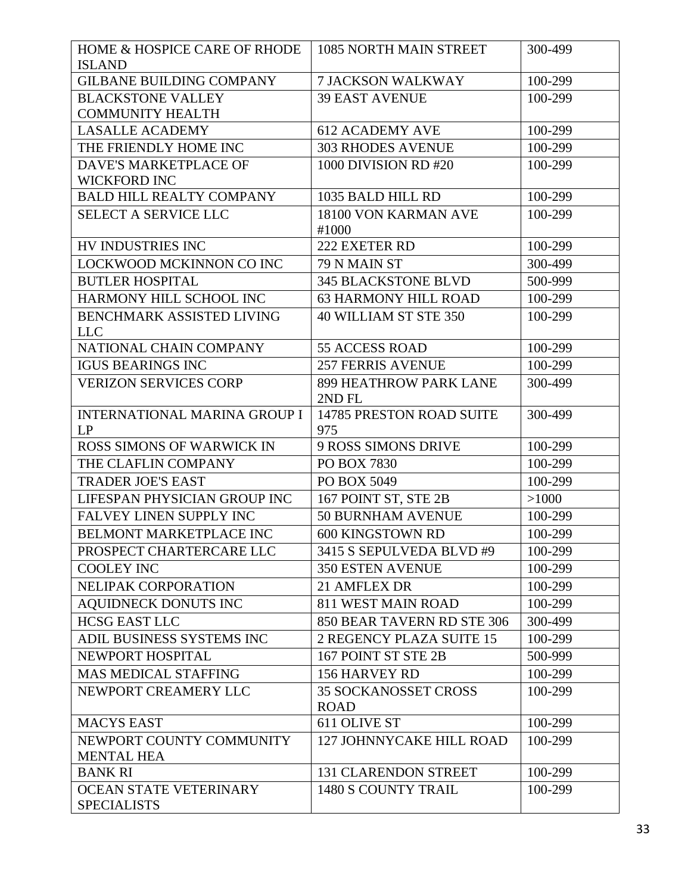| | | |
|---|---|---|
| HOME & HOSPICE CARE OF RHODE ISLAND | 1085 NORTH MAIN STREET | 300-499 |
| GILBANE BUILDING COMPANY | 7 JACKSON WALKWAY | 100-299 |
| BLACKSTONE VALLEY COMMUNITY HEALTH | 39 EAST AVENUE | 100-299 |
| LASALLE ACADEMY | 612 ACADEMY AVE | 100-299 |
| THE FRIENDLY HOME INC | 303 RHODES AVENUE | 100-299 |
| DAVE'S MARKETPLACE OF WICKFORD INC | 1000 DIVISION RD #20 | 100-299 |
| BALD HILL REALTY COMPANY | 1035 BALD HILL RD | 100-299 |
| SELECT A SERVICE LLC | 18100 VON KARMAN AVE #1000 | 100-299 |
| HV INDUSTRIES INC | 222 EXETER RD | 100-299 |
| LOCKWOOD MCKINNON CO INC | 79 N MAIN ST | 300-499 |
| BUTLER HOSPITAL | 345 BLACKSTONE BLVD | 500-999 |
| HARMONY HILL SCHOOL INC | 63 HARMONY HILL ROAD | 100-299 |
| BENCHMARK ASSISTED LIVING LLC | 40 WILLIAM ST STE 350 | 100-299 |
| NATIONAL CHAIN COMPANY | 55 ACCESS ROAD | 100-299 |
| IGUS BEARINGS INC | 257 FERRIS AVENUE | 100-299 |
| VERIZON SERVICES CORP | 899 HEATHROW PARK LANE 2ND FL | 300-499 |
| INTERNATIONAL MARINA GROUP I LP | 14785 PRESTON ROAD SUITE 975 | 300-499 |
| ROSS SIMONS OF WARWICK IN | 9 ROSS SIMONS DRIVE | 100-299 |
| THE CLAFLIN COMPANY | PO BOX 7830 | 100-299 |
| TRADER JOE'S EAST | PO BOX 5049 | 100-299 |
| LIFESPAN PHYSICIAN GROUP INC | 167 POINT ST, STE 2B | >1000 |
| FALVEY LINEN SUPPLY INC | 50 BURNHAM AVENUE | 100-299 |
| BELMONT MARKETPLACE INC | 600 KINGSTOWN RD | 100-299 |
| PROSPECT CHARTERCARE LLC | 3415 S SEPULVEDA BLVD #9 | 100-299 |
| COOLEY INC | 350 ESTEN AVENUE | 100-299 |
| NELIPAK CORPORATION | 21 AMFLEX DR | 100-299 |
| AQUIDNECK DONUTS INC | 811 WEST MAIN ROAD | 100-299 |
| HCSG EAST LLC | 850 BEAR TAVERN RD STE 306 | 300-499 |
| ADIL BUSINESS SYSTEMS INC | 2 REGENCY PLAZA SUITE 15 | 100-299 |
| NEWPORT HOSPITAL | 167 POINT ST STE 2B | 500-999 |
| MAS MEDICAL STAFFING | 156 HARVEY RD | 100-299 |
| NEWPORT CREAMERY LLC | 35 SOCKANOSSET CROSS ROAD | 100-299 |
| MACYS EAST | 611 OLIVE ST | 100-299 |
| NEWPORT COUNTY COMMUNITY MENTAL HEA | 127 JOHNNYCAKE HILL ROAD | 100-299 |
| BANK RI | 131 CLARENDON STREET | 100-299 |
| OCEAN STATE VETERINARY SPECIALISTS | 1480 S COUNTY TRAIL | 100-299 |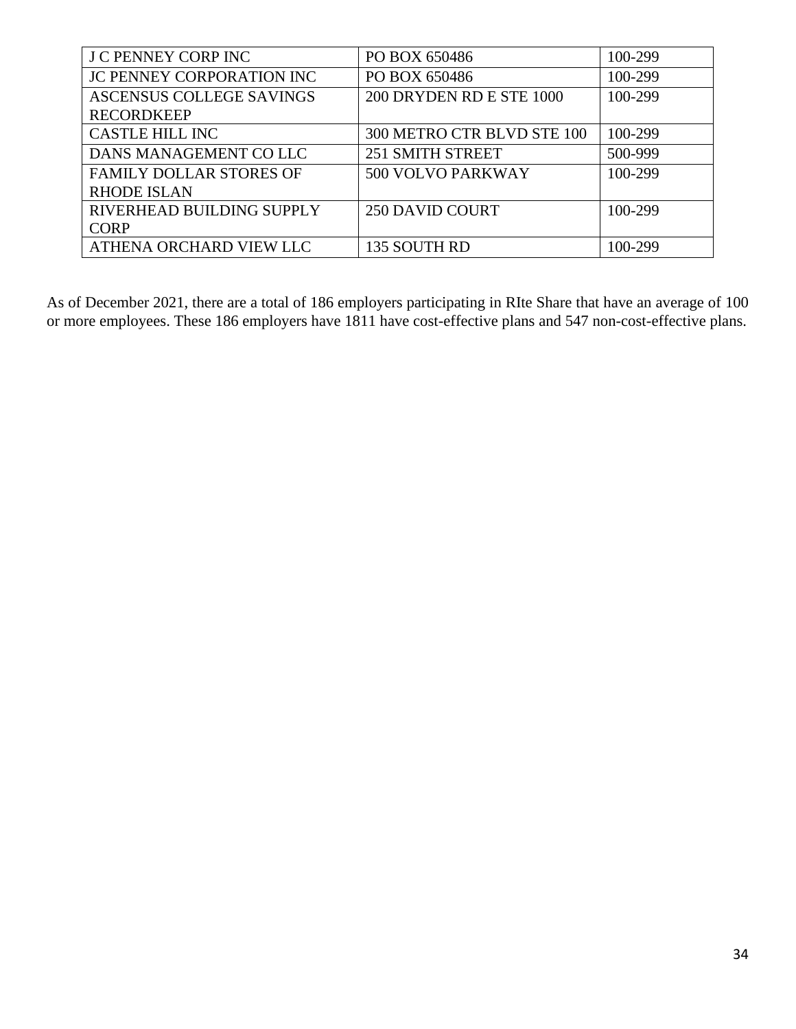| | | |
|---|---|---|
| J C PENNEY CORP INC | PO BOX 650486 | 100-299 |
| JC PENNEY CORPORATION INC | PO BOX 650486 | 100-299 |
| ASCENSUS COLLEGE SAVINGS RECORDKEEP | 200 DRYDEN RD E STE 1000 | 100-299 |
| CASTLE HILL INC | 300 METRO CTR BLVD STE 100 | 100-299 |
| DANS MANAGEMENT CO LLC | 251 SMITH STREET | 500-999 |
| FAMILY DOLLAR STORES OF RHODE ISLAN | 500 VOLVO PARKWAY | 100-299 |
| RIVERHEAD BUILDING SUPPLY CORP | 250 DAVID COURT | 100-299 |
| ATHENA ORCHARD VIEW LLC | 135 SOUTH RD | 100-299 |

As of December 2021, there are a total of 186 employers participating in RIte Share that have an average of 100 or more employees. These 186 employers have 1811 have cost-effective plans and 547 non-cost-effective plans.